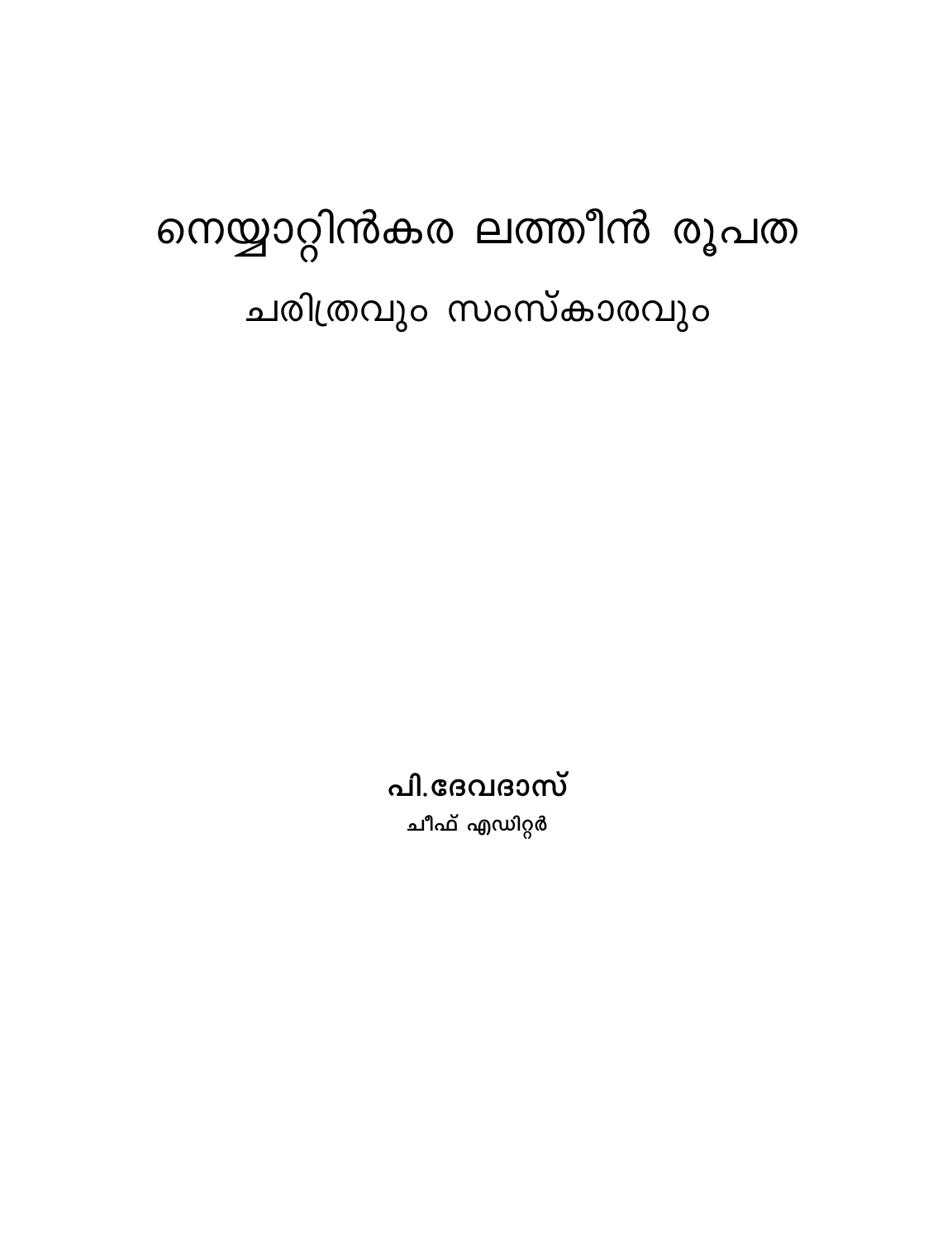# നെയ്യാറ്റിൻകര ലത്തീൻ രൂപത

## ചരിത്രവും സംസ്കാരവും

**പി.ദേവദാസ്**

ചീഫ് എഡിറ്റർ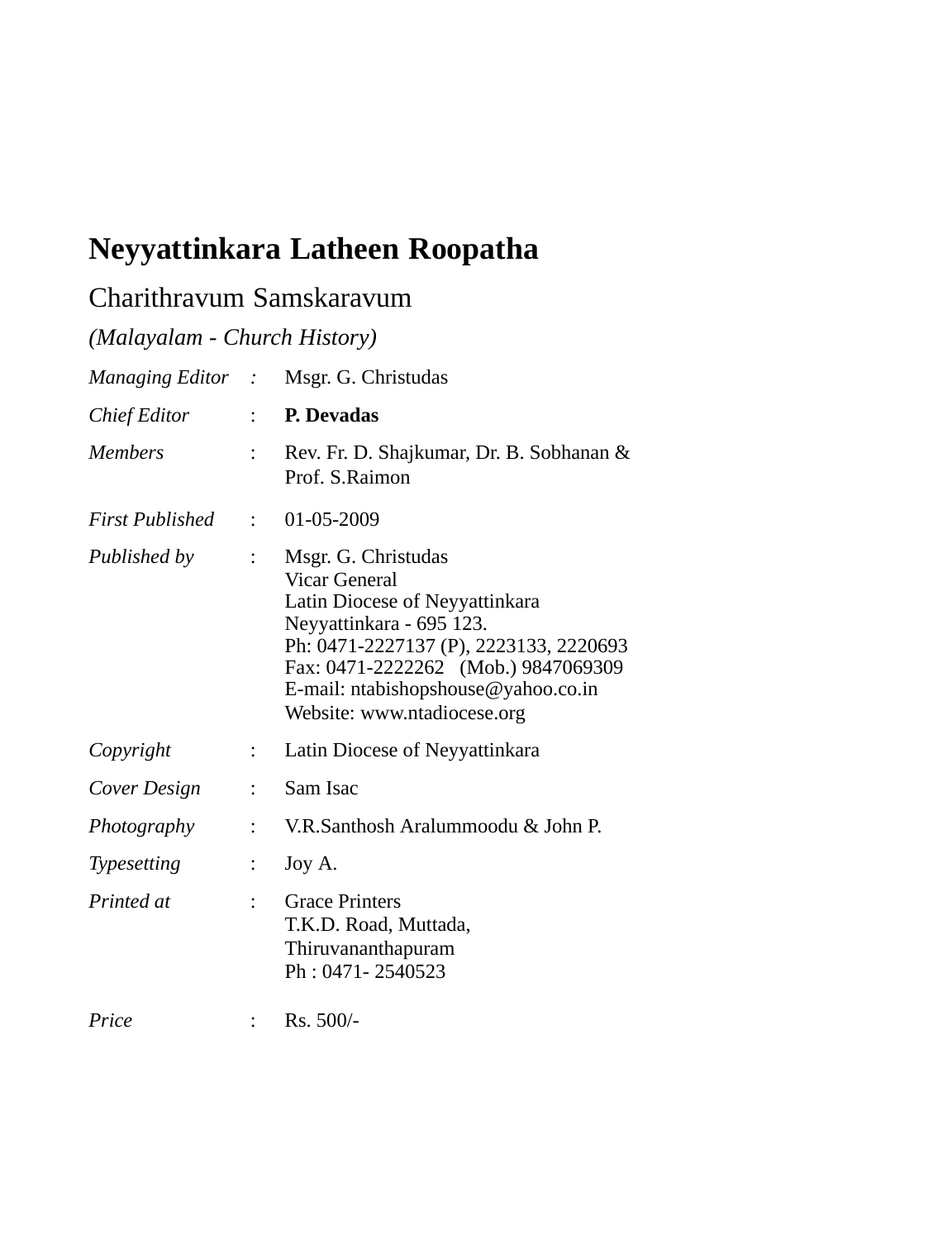# Neyyattinkara Latheen Roopatha

## Charithravum Samskaravum

*(Malayalam - Church History)*

| | | |
|---|---|---|
| *Managing Editor* | *:* | Msgr. G. Christudas |
| *Chief Editor* | : | **P. Devadas** |
| *Members* | : | Rev. Fr. D. Shajkumar, Dr. B. Sobhanan & Prof. S.Raimon |
| *First Published* | : | 01-05-2009 |
| *Published by* | : | Msgr. G. Christudas<br>Vicar General<br>Latin Diocese of Neyyattinkara<br>Neyyattinkara - 695 123.<br>Ph: 0471-2227137 (P), 2223133, 2220693<br>Fax: 0471-2222262 (Mob.) 9847069309<br>E-mail: ntabishopshouse@yahoo.co.in<br>Website: www.ntadiocese.org |
| *Copyright* | : | Latin Diocese of Neyyattinkara |
| *Cover Design* | : | Sam Isac |
| *Photography* | : | V.R.Santhosh Aralummoodu & John P. |
| *Typesetting* | : | Joy A. |
| *Printed at* | : | Grace Printers<br>T.K.D. Road, Muttada,<br>Thiruvananthapuram<br>Ph : 0471- 2540523 |
| *Price* | : | Rs. 500/- |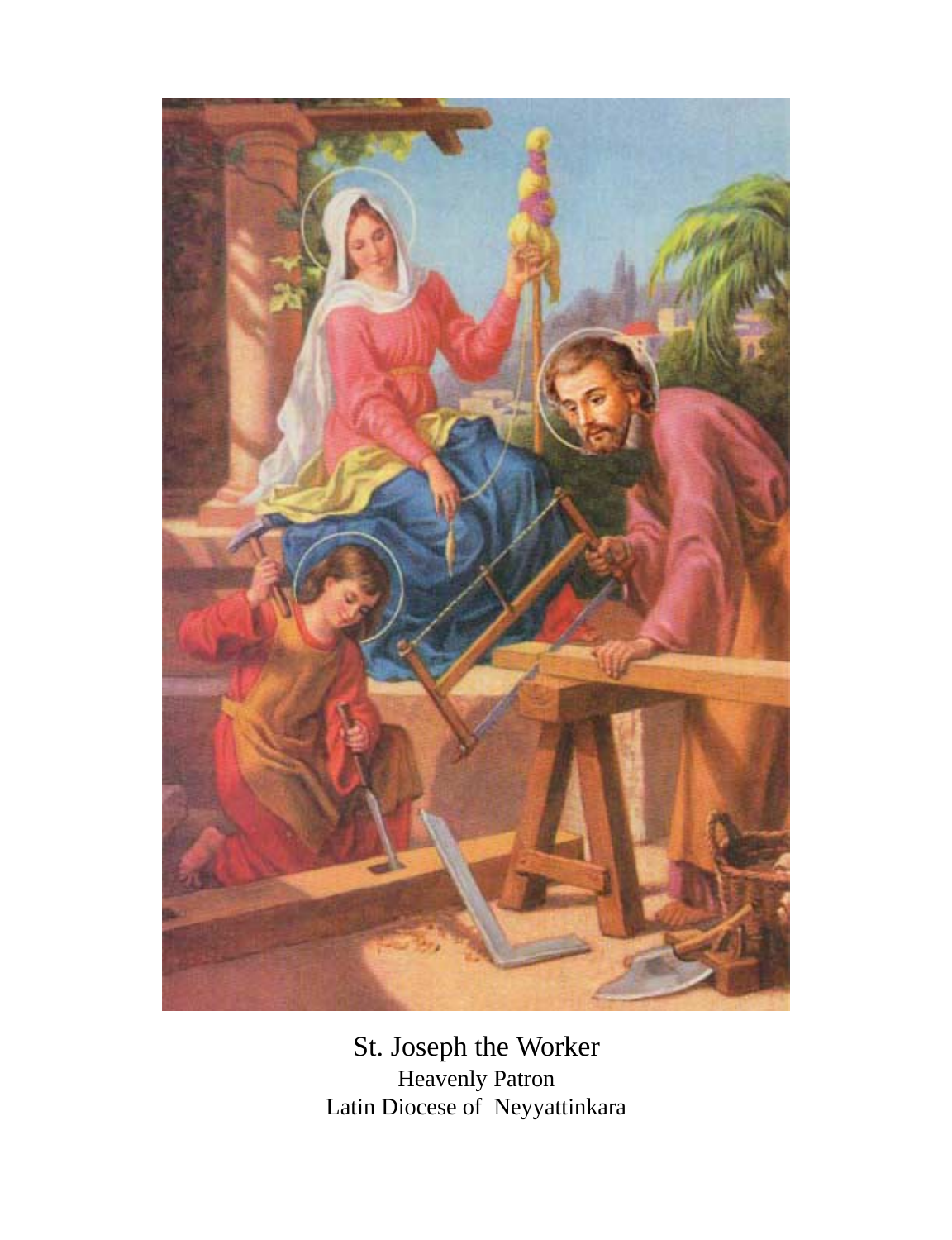St. Joseph the Worker

Heavenly Patron

Latin Diocese of Neyyattinkara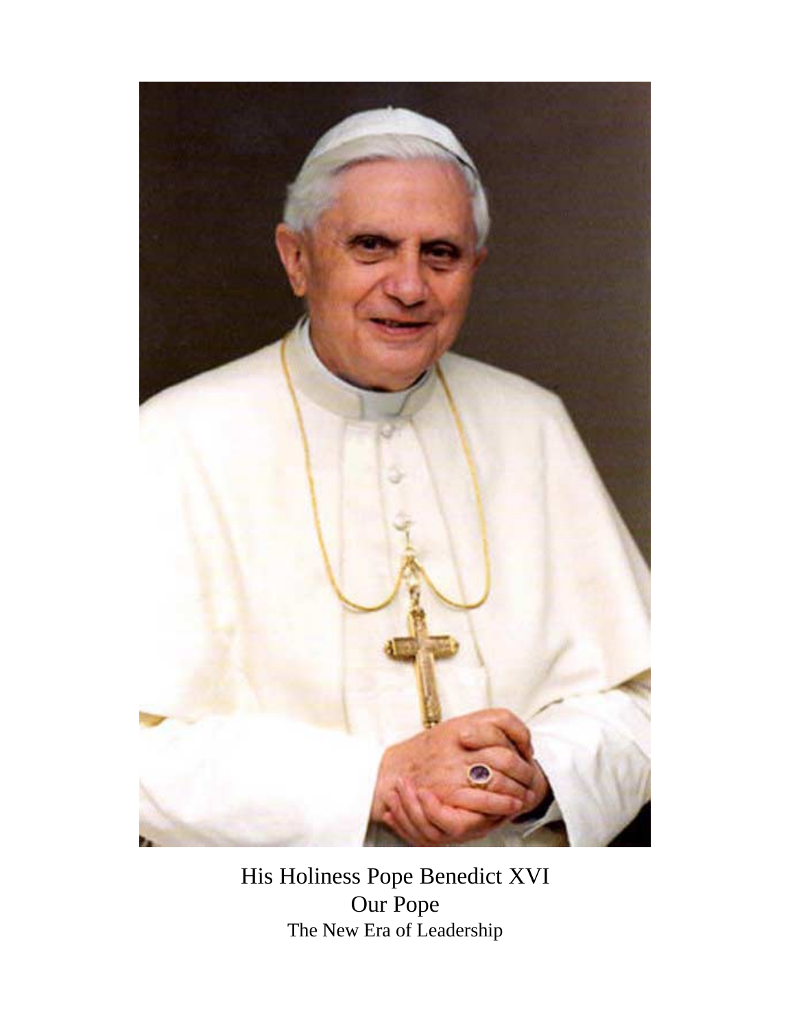His Holiness Pope Benedict XVI
Our Pope
The New Era of Leadership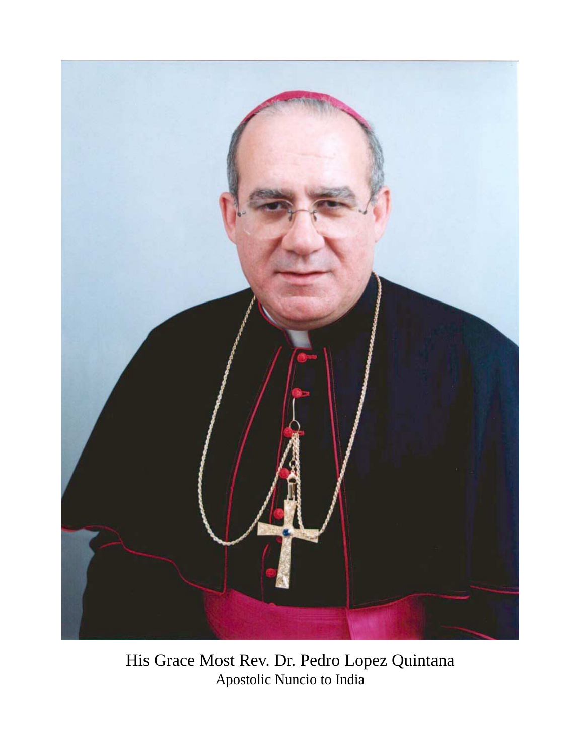His Grace Most Rev. Dr. Pedro Lopez Quintana
Apostolic Nuncio to India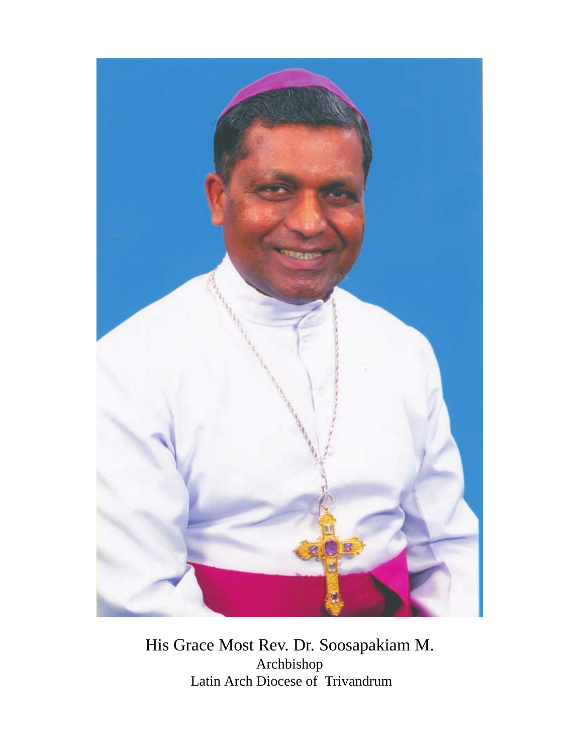His Grace Most Rev. Dr. Soosapakiam M.
Archbishop
Latin Arch Diocese of Trivandrum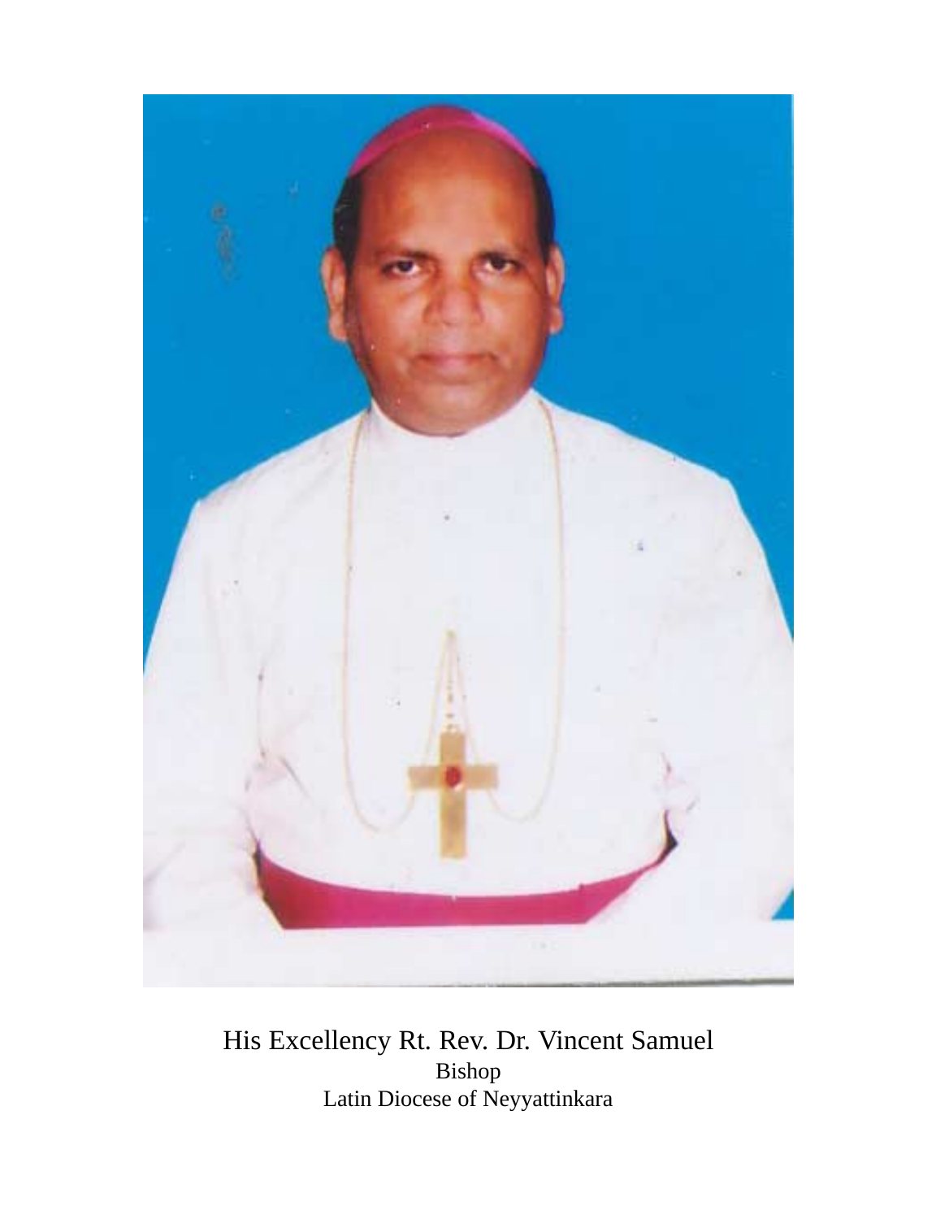His Excellency Rt. Rev. Dr. Vincent Samuel
Bishop
Latin Diocese of Neyyattinkara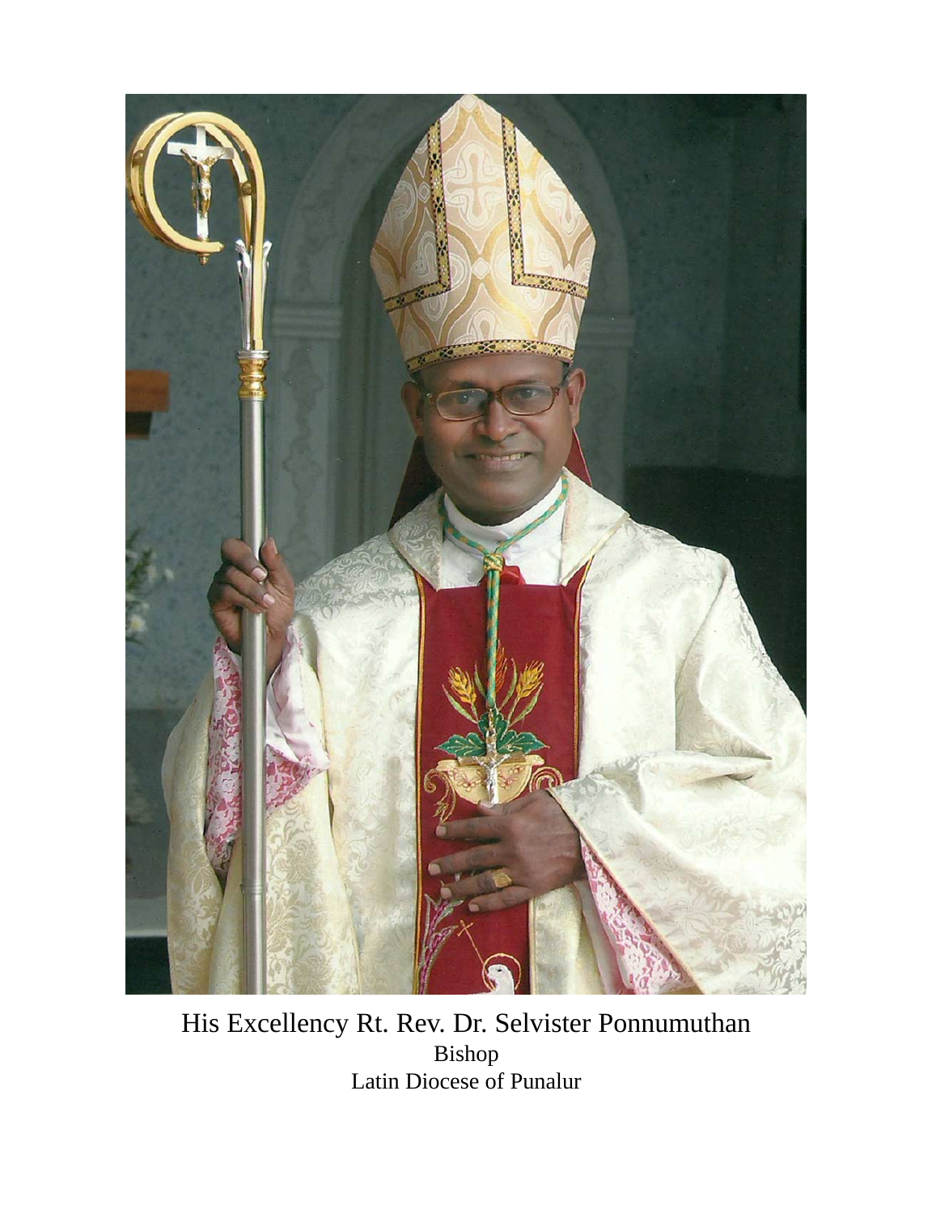His Excellency Rt. Rev. Dr. Selvister Ponnumuthan
Bishop
Latin Diocese of Punalur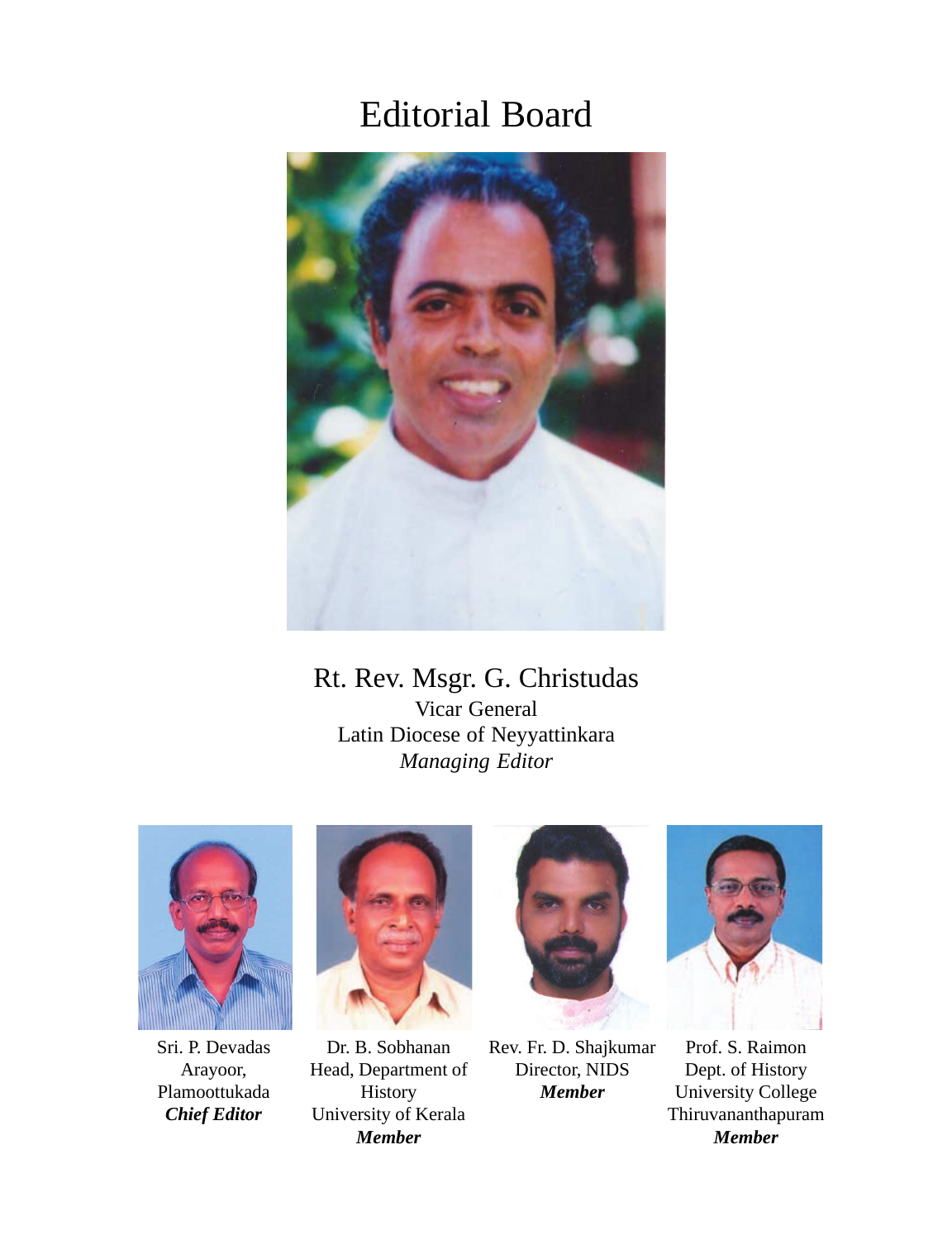# Editorial Board

Rt. Rev. Msgr. G. Christudas
Vicar General
Latin Diocese of Neyyattinkara
*Managing Editor*

Sri. P. Devadas
Arayoor,
Plamoottukada
***Chief Editor***

Dr. B. Sobhanan
Head, Department of
History
University of Kerala
***Member***

Rev. Fr. D. Shajkumar
Director, NIDS
***Member***

Prof. S. Raimon
Dept. of History
University College
Thiruvananthapuram
***Member***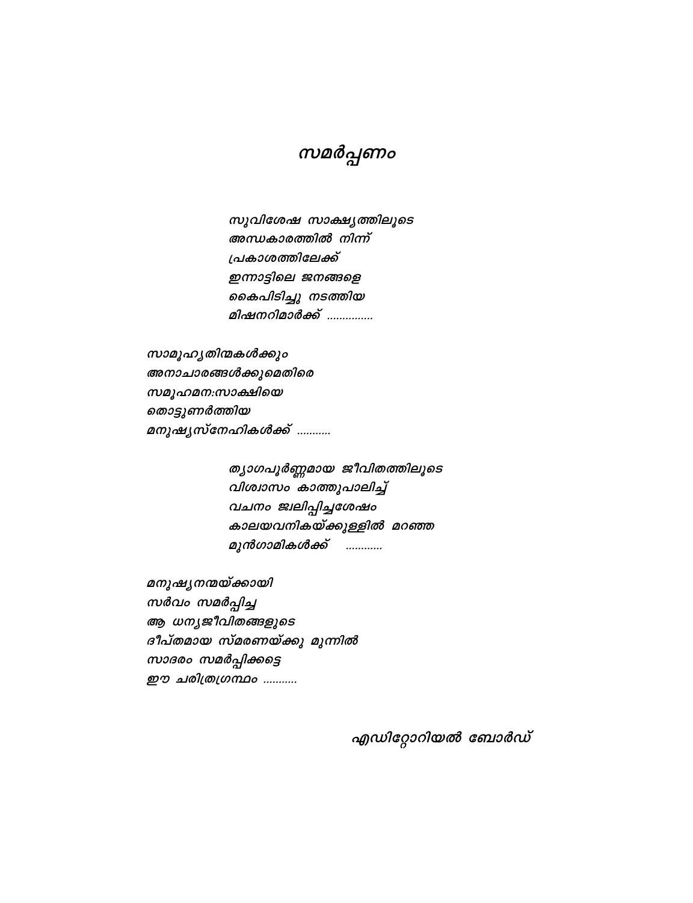# *സമർപ്പണം*

*സുവിശേഷ സാക്ഷ്യത്തിലൂടെ*
*അന്ധകാരത്തിൽ നിന്ന്*
*പ്രകാശത്തിലേക്ക്*
*ഇന്നാട്ടിലെ ജനങ്ങളെ*
*കൈപിടിച്ചു നടത്തിയ*
*മിഷനറിമാർക്ക് ..............*

*സാമൂഹ്യതിന്മകൾക്കും*
*അനാചാരങ്ങൾക്കുമെതിരെ*
*സമൂഹമന:സാക്ഷിയെ*
*തൊട്ടുണർത്തിയ*
*മനുഷ്യസ്നേഹികൾക്ക് ..........*

*ത്യാഗപൂർണ്ണമായ ജീവിതത്തിലൂടെ*
*വിശ്വാസം കാത്തുപാലിച്ച്*
*വചനം ജ്വലിപ്പിച്ചശേഷം*
*കാലയവനികയ്ക്കുള്ളിൽ മറഞ്ഞ*
*മുൻഗാമികൾക്ക് ...........*

*മനുഷ്യനന്മയ്ക്കായി*
*സർവം സമർപ്പിച്ച*
*ആ ധന്യജീവിതങ്ങളുടെ*
*ദീപ്തമായ സ്മരണയ്ക്കു മുന്നിൽ*
*സാദരം സമർപ്പിക്കട്ടെ*
*ഈ ചരിത്രഗ്രന്ഥം ..........*

*എഡിറ്റോറിയൽ ബോർഡ്*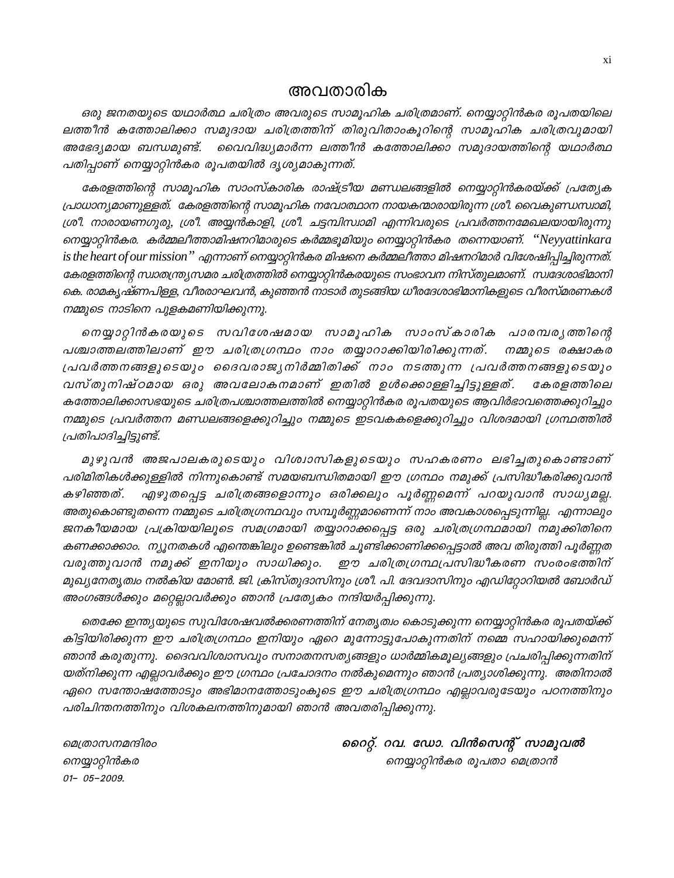# അവതാരിക

*ഒരു ജനതയുടെ യഥാർത്ഥ ചരിത്രം അവരുടെ സാമൂഹിക ചരിത്രമാണ്. നെയ്യാറ്റിൻകര രൂപതയിലെ ലത്തീൻ കത്തോലിക്കാ സമുദായ ചരിത്രത്തിന് തിരുവിതാംകൂറിന്റെ സാമൂഹിക ചരിത്രവുമായി അഭേദ്യമായ ബന്ധമുണ്ട്. വൈവിദ്ധ്യമാർന്ന ലത്തീൻ കത്തോലിക്കാ സമുദായത്തിന്റെ യഥാർത്ഥ പതിപ്പാണ് നെയ്യാറ്റിൻകര രൂപതയിൽ ദൃശ്യമാകുന്നത്.*

*കേരളത്തിന്റെ സാമൂഹിക സാംസ്കാരിക രാഷ്ട്രീയ മണ്ഡലങ്ങളിൽ നെയ്യാറ്റിൻകരയ്ക്ക് പ്രത്യേക പ്രാധാന്യമാണുള്ളത്. കേരളത്തിന്റെ സാമൂഹിക നവോത്ഥാന നായകന്മാരായിരുന്ന ശ്രീ. വൈകുണ്ഡസ്വാമി, ശ്രീ. നാരായണഗുരു, ശ്രീ. അയ്യൻകാളി, ശ്രീ. ചട്ടമ്പിസ്വാമി എന്നിവരുടെ പ്രവർത്തനമേഖലയായിരുന്നു നെയ്യാറ്റിൻകര. കർമ്മലീത്താമിഷനറിമാരുടെ കർമ്മഭൂമിയും നെയ്യാറ്റിൻകര തന്നെയാണ്. "Neyyattinkara is the heart of our mission" എന്നാണ് നെയ്യാറ്റിൻകര മിഷനെ കർമ്മലീത്താ മിഷനറിമാർ വിശേഷിപ്പിച്ചിരുന്നത്. കേരളത്തിന്റെ സ്വാതന്ത്ര്യസമര ചരിത്രത്തിൽ നെയ്യാറ്റിൻകരയുടെ സംഭാവന നിസ്തുലമാണ്. സ്വദേശാഭിമാനി കെ. രാമകൃഷ്ണപിള്ള, വീരരാഘവൻ, കുഞ്ഞൻ നാടാർ തുടങ്ങിയ ധീരദേശാഭിമാനികളുടെ വീരസ്മരണകൾ നമ്മുടെ നാടിനെ പുളകമണിയിക്കുന്നു.*

*നെയ്യാറ്റിൻകരയുടെ സവിശേഷമായ സാമൂഹിക സാംസ്കാരിക പാരമ്പര്യത്തിന്റെ പശ്ചാത്തലത്തിലാണ് ഈ ചരിത്രഗ്രന്ഥം നാം തയ്യാറാക്കിയിരിക്കുന്നത്. നമ്മുടെ രക്ഷാകര പ്രവർത്തനങ്ങളുടെയും ദൈവരാജ്യനിർമ്മിതിക്ക് നാം നടത്തുന്ന പ്രവർത്തനങ്ങളുടെയും വസ്തുനിഷ്ഠമായ ഒരു അവലോകനമാണ് ഇതിൽ ഉൾക്കൊള്ളിച്ചിട്ടുള്ളത്. കേരളത്തിലെ കത്തോലിക്കാസഭയുടെ ചരിത്രപശ്ചാത്തലത്തിൽ നെയ്യാറ്റിൻകര രൂപതയുടെ ആവിർഭാവത്തെക്കുറിച്ചും നമ്മുടെ പ്രവർത്തന മണ്ഡലങ്ങളെക്കുറിച്ചും നമ്മുടെ ഇടവകകളെക്കുറിച്ചും വിശദമായി ഗ്രന്ഥത്തിൽ പ്രതിപാദിച്ചിട്ടുണ്ട്.*

*മുഴുവൻ അജപാലകരുടെയും വിശ്വാസികളുടെയും സഹകരണം ലഭിച്ചതുകൊണ്ടാണ് പരിമിതികൾക്കുള്ളിൽ നിന്നുകൊണ്ട് സമയബന്ധിതമായി ഈ ഗ്രന്ഥം നമുക്ക് പ്രസിദ്ധീകരിക്കുവാൻ കഴിഞ്ഞത്. എഴുതപ്പെട്ട ചരിത്രങ്ങളൊന്നും ഒരിക്കലും പൂർണ്ണമെന്ന് പറയുവാൻ സാധ്യമല്ല. അതുകൊണ്ടുതന്നെ നമ്മുടെ ചരിത്രഗ്രന്ഥവും സമ്പൂർണ്ണമാണെന്ന് നാം അവകാശപ്പെടുന്നില്ല. എന്നാലും ജനകീയമായ പ്രക്രിയയിലൂടെ സമഗ്രമായി തയ്യാറാക്കപ്പെട്ട ഒരു ചരിത്രഗ്രന്ഥമായി നമുക്കിതിനെ കണക്കാക്കാം. ന്യൂനതകൾ എന്തെങ്കിലും ഉണ്ടെങ്കിൽ ചൂണ്ടിക്കാണിക്കപ്പെട്ടാൽ അവ തിരുത്തി പൂർണ്ണത വരുത്തുവാൻ നമുക്ക് ഇനിയും സാധിക്കും. ഈ ചരിത്രഗ്രന്ഥപ്രസിദ്ധീകരണ സംരംഭത്തിന് മുഖ്യനേതൃത്വം നൽകിയ മോൺ. ജി. ക്രിസ്തുദാസിനും ശ്രീ. പി. ദേവദാസിനും എഡിറ്റോറിയൽ ബോർഡ് അംഗങ്ങൾക്കും മറ്റെല്ലാവർക്കും ഞാൻ പ്രത്യേകം നന്ദിയർപ്പിക്കുന്നു.*

*തെക്കേ ഇന്ത്യയുടെ സുവിശേഷവൽക്കരണത്തിന് നേതൃത്വം കൊടുക്കുന്ന നെയ്യാറ്റിൻകര രൂപതയ്ക്ക് കിട്ടിയിരിക്കുന്ന ഈ ചരിത്രഗ്രന്ഥം ഇനിയും ഏറെ മുന്നോട്ടുപോകുന്നതിന് നമ്മെ സഹായിക്കുമെന്ന് ഞാൻ കരുതുന്നു. ദൈവവിശ്വാസവും സനാതനസത്യങ്ങളും ധാർമ്മികമൂല്യങ്ങളും പ്രചരിപ്പിക്കുന്നതിന് യത്നിക്കുന്ന എല്ലാവർക്കും ഈ ഗ്രന്ഥം പ്രചോദനം നൽകുമെന്നും ഞാൻ പ്രത്യാശിക്കുന്നു. അതിനാൽ ഏറെ സന്തോഷത്തോടും അഭിമാനത്തോടുംകൂടെ ഈ ചരിത്രഗ്രന്ഥം എല്ലാവരുടേയും പഠനത്തിനും പരിചിന്തനത്തിനും വിശകലനത്തിനുമായി ഞാൻ അവതരിപ്പിക്കുന്നു.*

**റൈറ്റ്. റവ. ഡോ. വിൻസെന്റ് സാമുവൽ**
*നെയ്യാറ്റിൻകര രൂപതാ മെത്രാൻ*

*മെത്രാസനമന്ദിരം*
*നെയ്യാറ്റിൻകര*
*01– 05–2009.*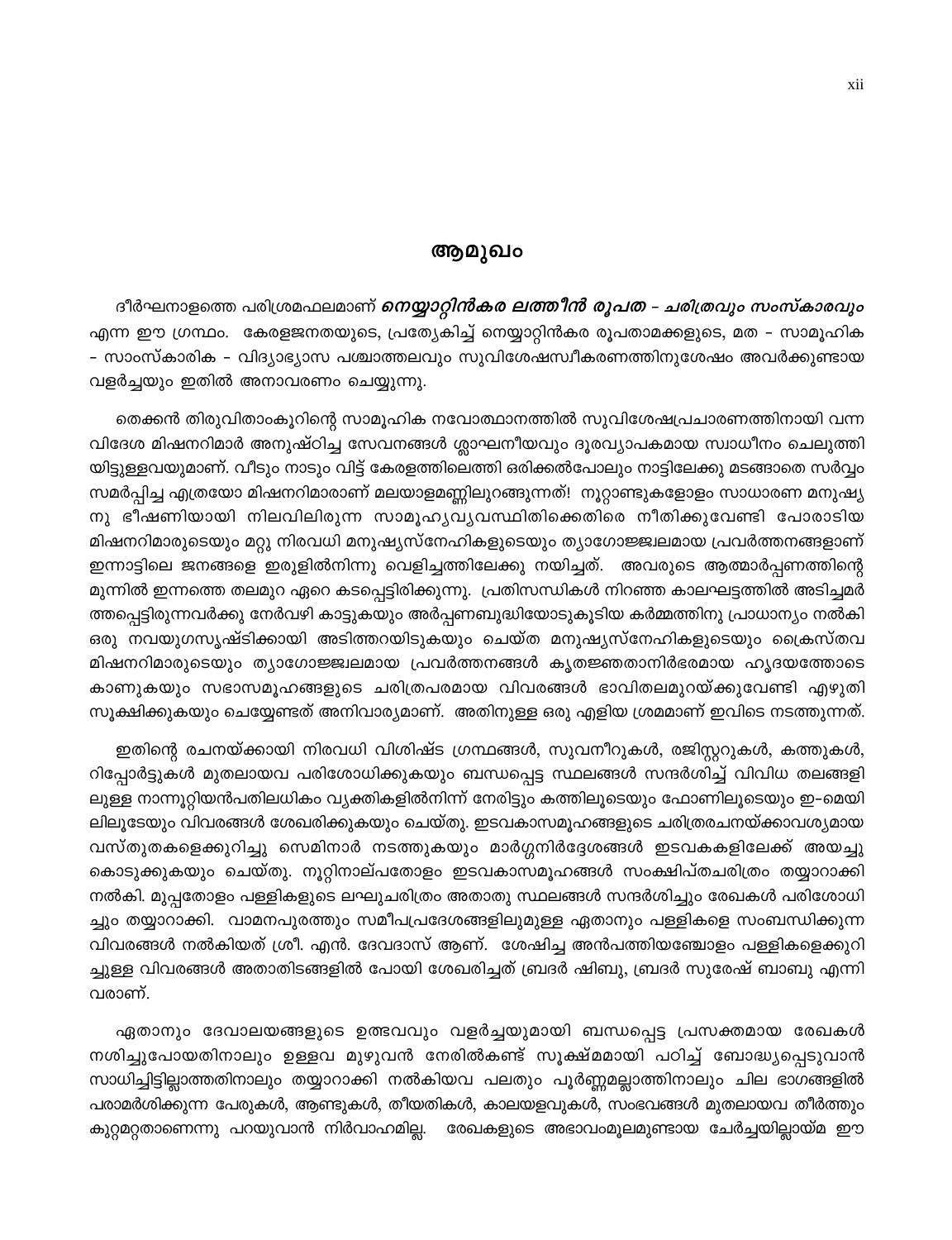# ആമുഖം

ദീർഘനാളത്തെ പരിശ്രമഫലമാണ് ***നെയ്യാറ്റിൻകര ലത്തീൻ രൂപത – ചരിത്രവും സംസ്കാരവും*** എന്ന ഈ ഗ്രന്ഥം. കേരളജനതയുടെ, പ്രത്യേകിച്ച് നെയ്യാറ്റിൻകര രൂപതാമക്കളുടെ, മത – സാമൂഹിക – സാംസ്കാരിക – വിദ്യാഭ്യാസ പശ്ചാത്തലവും സുവിശേഷസ്വീകരണത്തിനുശേഷം അവർക്കുണ്ടായ വളർച്ചയും ഇതിൽ അനാവരണം ചെയ്യുന്നു.

തെക്കൻ തിരുവിതാംകൂറിന്റെ സാമൂഹിക നവോത്ഥാനത്തിൽ സുവിശേഷപ്രചാരണത്തിനായി വന്ന വിദേശ മിഷനറിമാർ അനുഷ്ഠിച്ച സേവനങ്ങൾ ശ്ലാഘനീയവും ദൂരവ്യാപകമായ സ്വാധീനം ചെലുത്തിയിട്ടുള്ളവയുമാണ്. വീടും നാടും വിട്ട് കേരളത്തിലെത്തി ഒരിക്കൽപോലും നാട്ടിലേക്കു മടങ്ങാതെ സർവ്വം സമർപ്പിച്ച എത്രയോ മിഷനറിമാരാണ് മലയാളമണ്ണിലുറങ്ങുന്നത്! നൂറ്റാണ്ടുകളോളം സാധാരണ മനുഷ്യനു ഭീഷണിയായി നിലവിലിരുന്ന സാമൂഹ്യവ്യവസ്ഥിതിക്കെതിരെ നീതിക്കുവേണ്ടി പോരാടിയ മിഷനറിമാരുടെയും മറ്റു നിരവധി മനുഷ്യസ്നേഹികളുടെയും ത്യാഗോജ്ജ്വലമായ പ്രവർത്തനങ്ങളാണ് ഇന്നാട്ടിലെ ജനങ്ങളെ ഇരുളിൽനിന്നു വെളിച്ചത്തിലേക്കു നയിച്ചത്. അവരുടെ ആത്മാർപ്പണത്തിന്റെ മുന്നിൽ ഇന്നത്തെ തലമുറ ഏറെ കടപ്പെട്ടിരിക്കുന്നു. പ്രതിസന്ധികൾ നിറഞ്ഞ കാലഘട്ടത്തിൽ അടിച്ചമർത്തപ്പെട്ടിരുന്നവർക്കു നേർവഴി കാട്ടുകയും അർപ്പണബുദ്ധിയോടുകൂടിയ കർമ്മത്തിനു പ്രാധാന്യം നൽകി ഒരു നവയുഗസൃഷ്ടിക്കായി അടിത്തറയിടുകയും ചെയ്ത മനുഷ്യസ്നേഹികളുടെയും ക്രൈസ്തവ മിഷനറിമാരുടെയും ത്യാഗോജ്ജ്വലമായ പ്രവർത്തനങ്ങൾ കൃതജ്ഞതാനിർഭരമായ ഹൃദയത്തോടെ കാണുകയും സഭാസമൂഹങ്ങളുടെ ചരിത്രപരമായ വിവരങ്ങൾ ഭാവിതലമുറയ്ക്കുവേണ്ടി എഴുതി സൂക്ഷിക്കുകയും ചെയ്യേണ്ടത് അനിവാര്യമാണ്. അതിനുള്ള ഒരു എളിയ ശ്രമമാണ് ഇവിടെ നടത്തുന്നത്.

ഇതിന്റെ രചനയ്ക്കായി നിരവധി വിശിഷ്ട ഗ്രന്ഥങ്ങൾ, സുവനീറുകൾ, രജിസ്റ്ററുകൾ, കത്തുകൾ, റിപ്പോർട്ടുകൾ മുതലായവ പരിശോധിക്കുകയും ബന്ധപ്പെട്ട സ്ഥലങ്ങൾ സന്ദർശിച്ച് വിവിധ തലങ്ങളിലുള്ള നാന്നൂറ്റിയൻപതിലധികം വ്യക്തികളിൽനിന്ന് നേരിട്ടും കത്തിലൂടെയും ഫോണിലൂടെയും ഇ-മെയിലിലൂടേയും വിവരങ്ങൾ ശേഖരിക്കുകയും ചെയ്തു. ഇടവകാസമൂഹങ്ങളുടെ ചരിത്രരചനയ്ക്കാവശ്യമായ വസ്തുതകളെക്കുറിച്ചു സെമിനാർ നടത്തുകയും മാർഗ്ഗനിർദ്ദേശങ്ങൾ ഇടവകകളിലേക്ക് അയച്ചു കൊടുക്കുകയും ചെയ്തു. നൂറ്റിനാല്പതോളം ഇടവകാസമൂഹങ്ങൾ സംക്ഷിപ്തചരിത്രം തയ്യാറാക്കി നൽകി. മുപ്പതോളം പള്ളികളുടെ ലഘുചരിത്രം അതാതു സ്ഥലങ്ങൾ സന്ദർശിച്ചും രേഖകൾ പരിശോധിച്ചും തയ്യാറാക്കി. വാമനപുരത്തും സമീപപ്രദേശങ്ങളിലുമുള്ള ഏതാനും പള്ളികളെ സംബന്ധിക്കുന്ന വിവരങ്ങൾ നൽകിയത് ശ്രീ. എൻ. ദേവദാസ് ആണ്. ശേഷിച്ച അൻപത്തിയഞ്ചോളം പള്ളികളെക്കുറിച്ചുള്ള വിവരങ്ങൾ അതാതിടങ്ങളിൽ പോയി ശേഖരിച്ചത് ബ്രദർ ഷിബു, ബ്രദർ സുരേഷ് ബാബു എന്നിവരാണ്.

ഏതാനും ദേവാലയങ്ങളുടെ ഉത്ഭവവും വളർച്ചയുമായി ബന്ധപ്പെട്ട പ്രസക്തമായ രേഖകൾ നശിച്ചുപോയതിനാലും ഉള്ളവ മുഴുവൻ നേരിൽകണ്ട് സൂക്ഷ്മമായി പഠിച്ച് ബോദ്ധ്യപ്പെടുവാൻ സാധിച്ചിട്ടില്ലാത്തതിനാലും തയ്യാറാക്കി നൽകിയവ പലതും പൂർണ്ണമല്ലാത്തിനാലും ചില ഭാഗങ്ങളിൽ പരാമർശിക്കുന്ന പേരുകൾ, ആണ്ടുകൾ, തീയതികൾ, കാലയളവുകൾ, സംഭവങ്ങൾ മുതലായവ തീർത്തും കുറ്റമറ്റതാണെന്നു പറയുവാൻ നിർവാഹമില്ല. രേഖകളുടെ അഭാവംമൂലമുണ്ടായ ചേർച്ചയില്ലായ്മ ഈ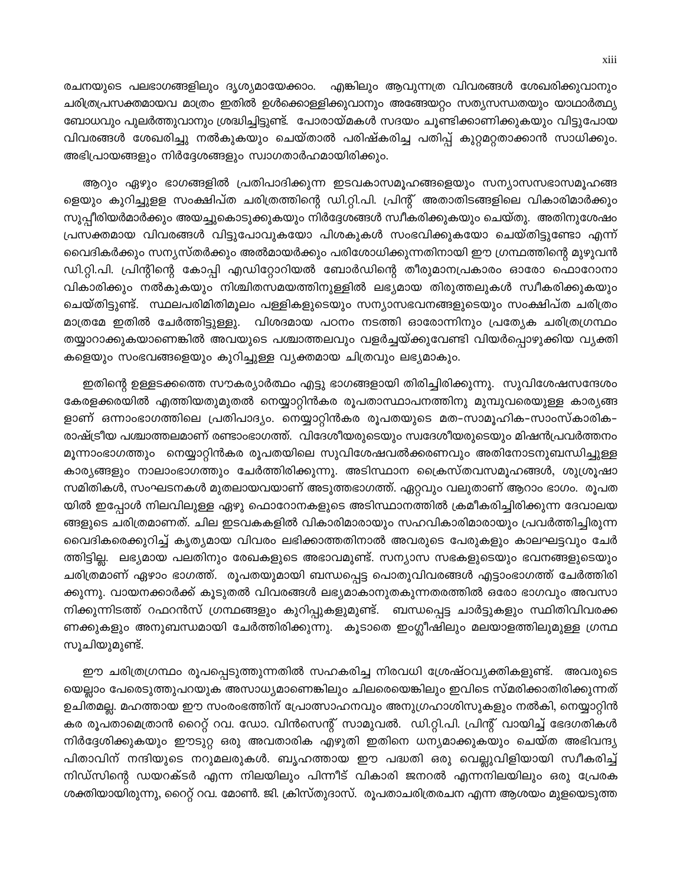രചനയുടെ പലഭാഗങ്ങളിലും ദൃശ്യമായേക്കാം. എങ്കിലും ആവുന്നത്ര വിവരങ്ങൾ ശേഖരിക്കുവാനും ചരിത്രപ്രസക്തമായവ മാത്രം ഇതിൽ ഉൾക്കൊള്ളിക്കുവാനും അങ്ങേയറ്റം സത്യസന്ധതയും യാഥാർത്ഥ്യ ബോധവും പുലർത്തുവാനും ശ്രദ്ധിച്ചിട്ടുണ്ട്. പോരായ്മകൾ സദയം ചൂണ്ടിക്കാണിക്കുകയും വിട്ടുപോയ വിവരങ്ങൾ ശേഖരിച്ചു നൽകുകയും ചെയ്താൽ പരിഷ്കരിച്ച പതിപ്പ് കുറ്റമറ്റതാക്കാൻ സാധിക്കും. അഭിപ്രായങ്ങളും നിർദ്ദേശങ്ങളും സ്വാഗതാർഹമായിരിക്കും.

ആറും ഏഴും ഭാഗങ്ങളിൽ പ്രതിപാദിക്കുന്ന ഇടവകാസമൂഹങ്ങളെയും സന്യാസസഭാസമൂഹങ്ങളെയും കുറിച്ചുള്ള സംക്ഷിപ്ത ചരിത്രത്തിന്റെ ഡി.റ്റി.പി. പ്രിന്റ് അതാതിടങ്ങളിലെ വികാരിമാർക്കും സുപ്പീരിയർമാർക്കും അയച്ചുകൊടുക്കുകയും നിർദ്ദേശങ്ങൾ സ്വീകരിക്കുകയും ചെയ്തു. അതിനുശേഷം പ്രസക്തമായ വിവരങ്ങൾ വിട്ടുപോവുകയോ പിശകുകൾ സംഭവിക്കുകയോ ചെയ്തിട്ടുണ്ടോ എന്ന് വൈദികർക്കും സന്യസ്തർക്കും അൽമായർക്കും പരിശോധിക്കുന്നതിനായി ഈ ഗ്രന്ഥത്തിന്റെ മുഴുവൻ ഡി.റ്റി.പി. പ്രിന്റിന്റെ കോപ്പി എഡിറ്റോറിയൽ ബോർഡിന്റെ തീരുമാനപ്രകാരം ഓരോ ഫൊറോനാ വികാരിക്കും നൽകുകയും നിശ്ചിതസമയത്തിനുള്ളിൽ ലഭ്യമായ തിരുത്തലുകൾ സ്വീകരിക്കുകയും ചെയ്തിട്ടുണ്ട്. സ്ഥലപരിമിതിമൂലം പള്ളികളുടെയും സന്യാസഭവനങ്ങളുടെയും സംക്ഷിപ്ത ചരിത്രം മാത്രമേ ഇതിൽ ചേർത്തിട്ടുള്ളൂ. വിശദമായ പഠനം നടത്തി ഓരോന്നിനും പ്രത്യേക ചരിത്രഗ്രന്ഥം തയ്യാറാക്കുകയാണെങ്കിൽ അവയുടെ പശ്ചാത്തലവും വളർച്ചയ്ക്കുവേണ്ടി വിയർപ്പൊഴുക്കിയ വ്യക്തികളെയും സംഭവങ്ങളെയും കുറിച്ചുള്ള വ്യക്തമായ ചിത്രവും ലഭ്യമാകും.

ഇതിന്റെ ഉള്ളടക്കത്തെ സൗകര്യാർത്ഥം എട്ടു ഭാഗങ്ങളായി തിരിച്ചിരിക്കുന്നു. സുവിശേഷസന്ദേശം കേരളക്കരയിൽ എത്തിയതുമുതൽ നെയ്യാറ്റിൻകര രൂപതാസ്ഥാപനത്തിനു മുമ്പുവരെയുള്ള കാര്യങ്ങളാണ് ഒന്നാംഭാഗത്തിലെ പ്രതിപാദ്യം. നെയ്യാറ്റിൻകര രൂപതയുടെ മത-സാമൂഹിക-സാംസ്കാരിക-രാഷ്ട്രീയ പശ്ചാത്തലമാണ് രണ്ടാംഭാഗത്ത്. വിദേശീയരുടെയും സ്വദേശീയരുടെയും മിഷൻപ്രവർത്തനം മൂന്നാംഭാഗത്തും നെയ്യാറ്റിൻകര രൂപതയിലെ സുവിശേഷവൽക്കരണവും അതിനോടനുബന്ധിച്ചുള്ള കാര്യങ്ങളും നാലാംഭാഗത്തും ചേർത്തിരിക്കുന്നു. അടിസ്ഥാന ക്രൈസ്തവസമൂഹങ്ങൾ, ശുശ്രൂഷാ സമിതികൾ, സംഘടനകൾ മുതലായവയാണ് അടുത്തഭാഗത്ത്. ഏറ്റവും വലുതാണ് ആറാം ഭാഗം. രൂപതയിൽ ഇപ്പോൾ നിലവിലുള്ള ഏഴു ഫൊറോനകളുടെ അടിസ്ഥാനത്തിൽ ക്രമീകരിച്ചിരിക്കുന്ന ദേവാലയങ്ങളുടെ ചരിത്രമാണത്. ചില ഇടവകകളിൽ വികാരിമാരായും സഹവികാരിമാരായും പ്രവർത്തിച്ചിരുന്ന വൈദികരെക്കുറിച്ച് കൃത്യമായ വിവരം ലഭിക്കാത്തതിനാൽ അവരുടെ പേരുകളും കാലഘട്ടവും ചേർത്തിട്ടില്ല. ലഭ്യമായ പലതിനും രേഖകളുടെ അഭാവമുണ്ട്. സന്യാസ സഭകളുടെയും ഭവനങ്ങളുടെയും ചരിത്രമാണ് ഏഴാം ഭാഗത്ത്. രൂപതയുമായി ബന്ധപ്പെട്ട പൊതുവിവരങ്ങൾ എട്ടാംഭാഗത്ത് ചേർത്തിരിക്കുന്നു. വായനക്കാർക്ക് കൂടുതൽ വിവരങ്ങൾ ലഭ്യമാകാനുതകുന്നതരത്തിൽ ഒരോ ഭാഗവും അവസാനിക്കുന്നിടത്ത് റഫറൻസ് ഗ്രന്ഥങ്ങളും കുറിപ്പുകളുമുണ്ട്. ബന്ധപ്പെട്ട ചാർട്ടുകളും സ്ഥിതിവിവരക്കണക്കുകളും അനുബന്ധമായി ചേർത്തിരിക്കുന്നു. കൂടാതെ ഇംഗ്ലീഷിലും മലയാളത്തിലുമുള്ള ഗ്രന്ഥസൂചിയുമുണ്ട്.

ഈ ചരിത്രഗ്രന്ഥം രൂപപ്പെടുത്തുന്നതിൽ സഹകരിച്ച നിരവധി ശ്രേഷ്ഠവ്യക്തികളുണ്ട്. അവരുടെയെല്ലാം പേരെടുത്തുപറയുക അസാധ്യമാണെങ്കിലും ചിലരെയെങ്കിലും ഇവിടെ സ്മരിക്കാതിരിക്കുന്നത് ഉചിതമല്ല. മഹത്തായ ഈ സംരംഭത്തിന് പ്രോത്സാഹനവും അനുഗ്രഹാശിസുകളും നൽകി, നെയ്യാറ്റിൻകര രൂപതാമെത്രാൻ റൈറ്റ് റവ. ഡോ. വിൻസെന്റ് സാമുവൽ. ഡി.റ്റി.പി. പ്രിന്റ് വായിച്ച് ഭേദഗതികൾ നിർദ്ദേശിക്കുകയും ഈടുറ്റ ഒരു അവതാരിക എഴുതി ഇതിനെ ധന്യമാക്കുകയും ചെയ്ത അഭിവന്ദ്യ പിതാവിന് നന്ദിയുടെ നറുമലരുകൾ. ബൃഹത്തായ ഈ പദ്ധതി ഒരു വെല്ലുവിളിയായി സ്വീകരിച്ച് നിഡ്സിന്റെ ഡയറക്ടർ എന്ന നിലയിലും പിന്നീട് വികാരി ജനറൽ എന്നനിലയിലും ഒരു പ്രേരക ശക്തിയായിരുന്നു, റൈറ്റ് റവ. മോൺ. ജി. ക്രിസ്തുദാസ്. രൂപതാചരിത്രരചന എന്ന ആശയം മുളയെടുത്ത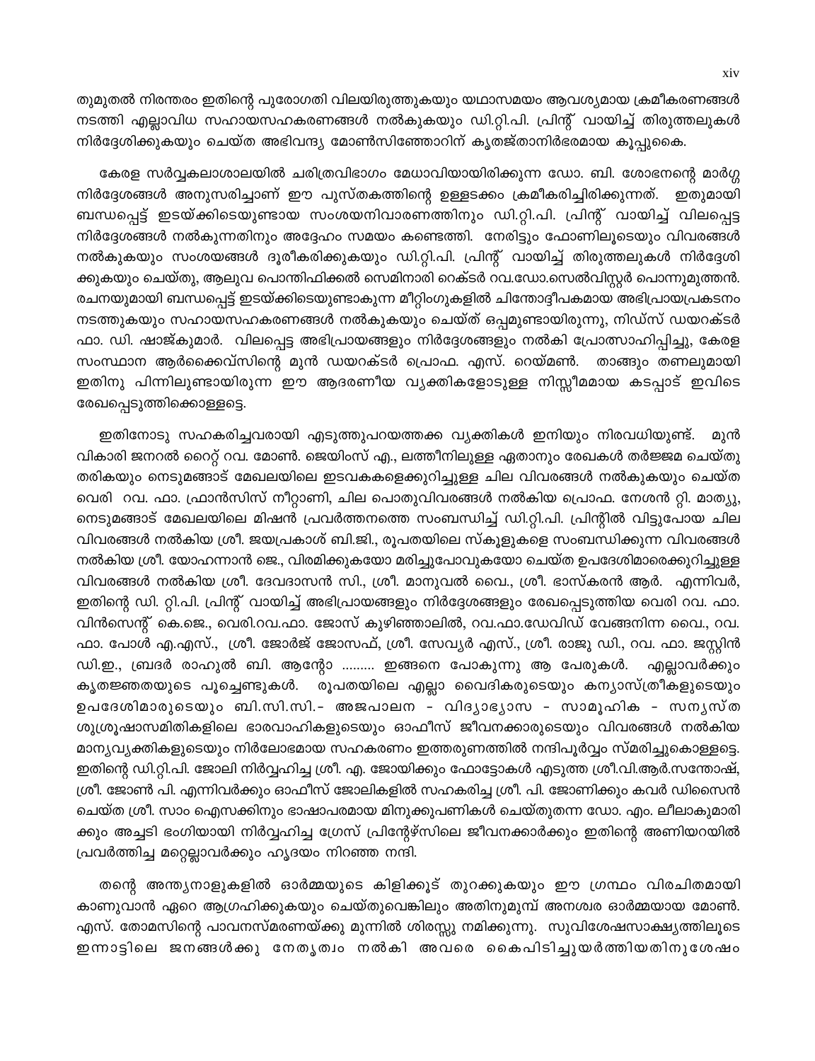തുമുതൽ നിരന്തരം ഇതിന്റെ പുരോഗതി വിലയിരുത്തുകയും യഥാസമയം ആവശ്യമായ ക്രമീകരണങ്ങൾ നടത്തി എല്ലാവിധ സഹായസഹകരണങ്ങൾ നൽകുകയും ഡി.റ്റി.പി. പ്രിന്റ് വായിച്ച് തിരുത്തലുകൾ നിർദ്ദേശിക്കുകയും ചെയ്ത അഭിവന്ദ്യ മോൺസിഞ്ഞോറിന് കൃതജ്ഞതാനിർഭരമായ കൂപ്പുകൈ.

കേരള സർവ്വകലാശാലയിൽ ചരിത്രവിഭാഗം മേധാവിയായിരിക്കുന്ന ഡോ. ബി. ശോഭനന്റെ മാർഗ്ഗ നിർദ്ദേശങ്ങൾ അനുസരിച്ചാണ് ഈ പുസ്തകത്തിന്റെ ഉള്ളടക്കം ക്രമീകരിച്ചിരിക്കുന്നത്. ഇതുമായി ബന്ധപ്പെട്ട് ഇടയ്ക്കിടെയുണ്ടായ സംശയനിവാരണത്തിനും ഡി.റ്റി.പി. പ്രിന്റ് വായിച്ച് വിലപ്പെട്ട നിർദ്ദേശങ്ങൾ നൽകുന്നതിനും അദ്ദേഹം സമയം കണ്ടെത്തി. നേരിട്ടും ഫോണിലൂടെയും വിവരങ്ങൾ നൽകുകയും സംശയങ്ങൾ ദൂരീകരിക്കുകയും ഡി.റ്റി.പി. പ്രിന്റ് വായിച്ച് തിരുത്തലുകൾ നിർദ്ദേശിക്കുകയും ചെയ്തു, ആലുവ പൊന്തിഫിക്കൽ സെമിനാരി റെക്ടർ റവ.ഡോ.സെൽവിസ്റ്റർ പൊന്നുമുത്തൻ. രചനയുമായി ബന്ധപ്പെട്ട് ഇടയ്ക്കിടെയുണ്ടാകുന്ന മീറ്റിംഗുകളിൽ ചിന്തോദ്ദീപകമായ അഭിപ്രായപ്രകടനം നടത്തുകയും സഹായസഹകരണങ്ങൾ നൽകുകയും ചെയ്ത് ഒപ്പമുണ്ടായിരുന്നു, നിഡ്സ് ഡയറക്ടർ ഫാ. ഡി. ഷാജ്കുമാർ. വിലപ്പെട്ട അഭിപ്രായങ്ങളും നിർദ്ദേശങ്ങളും നൽകി പ്രോത്സാഹിപ്പിച്ചു, കേരള സംസ്ഥാന ആർക്കൈവ്സിന്റെ മുൻ ഡയറക്ടർ പ്രൊഫ. എസ്. റെയ്മൺ. താങ്ങും തണലുമായി ഇതിനു പിന്നിലുണ്ടായിരുന്ന ഈ ആദരണീയ വ്യക്തികളോടുള്ള നിസ്സീമമായ കടപ്പാട് ഇവിടെ രേഖപ്പെടുത്തിക്കൊള്ളട്ടെ.

ഇതിനോടു സഹകരിച്ചവരായി എടുത്തുപറയത്തക്ക വ്യക്തികൾ ഇനിയും നിരവധിയുണ്ട്. മുൻ വികാരി ജനറൽ റൈറ്റ് റവ. മോൺ. ജെയിംസ് എ., ലത്തീനിലുള്ള ഏതാനും രേഖകൾ തർജ്ജമ ചെയ്തു തരികയും നെടുമങ്ങാട് മേഖലയിലെ ഇടവകകളെക്കുറിച്ചുള്ള ചില വിവരങ്ങൾ നൽകുകയും ചെയ്ത വെരി റവ. ഫാ. ഫ്രാൻസിസ് നീറ്റാണി, ചില പൊതുവിവരങ്ങൾ നൽകിയ പ്രൊഫ. നേശൻ റ്റി. മാത്യു, നെടുമങ്ങാട് മേഖലയിലെ മിഷൻ പ്രവർത്തനത്തെ സംബന്ധിച്ച് ഡി.റ്റി.പി. പ്രിന്റിൽ വിട്ടുപോയ ചില വിവരങ്ങൾ നൽകിയ ശ്രീ. ജയപ്രകാശ് ബി.ജി., രൂപതയിലെ സ്കൂളുകളെ സംബന്ധിക്കുന്ന വിവരങ്ങൾ നൽകിയ ശ്രീ. യോഹന്നാൻ ജെ., വിരമിക്കുകയോ മരിച്ചുപോവുകയോ ചെയ്ത ഉപദേശിമാരെക്കുറിച്ചുള്ള വിവരങ്ങൾ നൽകിയ ശ്രീ. ദേവദാസൻ സി., ശ്രീ. മാനുവൽ വൈ., ശ്രീ. ഭാസ്കരൻ ആർ. എന്നിവർ, ഇതിന്റെ ഡി. റ്റി.പി. പ്രിന്റ് വായിച്ച് അഭിപ്രായങ്ങളും നിർദ്ദേശങ്ങളും രേഖപ്പെടുത്തിയ വെരി റവ. ഫാ. വിൻസെന്റ് കെ.ജെ., വെരി.റവ.ഫാ. ജോസ് കുഴിഞ്ഞാലിൽ, റവ.ഫാ.ഡേവിഡ് വേങ്ങനിന്ന വൈ., റവ. ഫാ. പോൾ എ.എസ്., ശ്രീ. ജോർജ് ജോസഫ്, ശ്രീ. സേവ്യർ എസ്., ശ്രീ. രാജു ഡി., റവ. ഫാ. ജസ്റ്റിൻ ഡി.ഇ., ബ്രദർ രാഹുൽ ബി. ആന്റോ ......... ഇങ്ങനെ പോകുന്നു ആ പേരുകൾ. എല്ലാവർക്കും കൃതജ്ഞതയുടെ പൂച്ചെണ്ടുകൾ. രൂപതയിലെ എല്ലാ വൈദികരുടെയും കന്യാസ്ത്രീകളുടെയും ഉപദേശിമാരുടെയും ബി.സി.സി.- അജപാലന - വിദ്യാഭ്യാസ - സാമൂഹിക - സന്യസ്ത ശുശ്രൂഷാസമിതികളിലെ ഭാരവാഹികളുടെയും ഓഫീസ് ജീവനക്കാരുടെയും വിവരങ്ങൾ നൽകിയ മാന്യവ്യക്തികളുടെയും നിർലോഭമായ സഹകരണം ഇത്തരുണത്തിൽ നന്ദിപൂർവ്വം സ്മരിച്ചുകൊള്ളട്ടെ. ഇതിന്റെ ഡി.റ്റി.പി. ജോലി നിർവ്വഹിച്ച ശ്രീ. എ. ജോയിക്കും ഫോട്ടോകൾ എടുത്ത ശ്രീ.വി.ആർ.സന്തോഷ്, ശ്രീ. ജോൺ പി. എന്നിവർക്കും ഓഫീസ് ജോലികളിൽ സഹകരിച്ച ശ്രീ. പി. ജോണിക്കും കവർ ഡിസൈൻ ചെയ്ത ശ്രീ. സാം ഐസക്കിനും ഭാഷാപരമായ മിനുക്കുപണികൾ ചെയ്തുതന്ന ഡോ. എം. ലീലാകുമാരിക്കും അച്ചടി ഭംഗിയായി നിർവ്വഹിച്ച ഗ്രേസ് പ്രിന്റേഴ്സിലെ ജീവനക്കാർക്കും ഇതിന്റെ അണിയറയിൽ പ്രവർത്തിച്ച മറ്റെല്ലാവർക്കും ഹൃദയം നിറഞ്ഞ നന്ദി.

തന്റെ അന്ത്യനാളുകളിൽ ഓർമ്മയുടെ കിളിക്കൂട് തുറക്കുകയും ഈ ഗ്രന്ഥം വിരചിതമായി കാണുവാൻ ഏറെ ആഗ്രഹിക്കുകയും ചെയ്തുവെങ്കിലും അതിനുമുമ്പ് അനശ്വര ഓർമ്മയായ മോൺ. എസ്. തോമസിന്റെ പാവനസ്മരണയ്ക്കു മുന്നിൽ ശിരസ്സു നമിക്കുന്നു. സുവിശേഷസാക്ഷ്യത്തിലൂടെ ഇന്നാട്ടിലെ ജനങ്ങൾക്കു നേതൃത്വം നൽകി അവരെ കൈപിടിച്ചുയർത്തിയതിനുശേഷം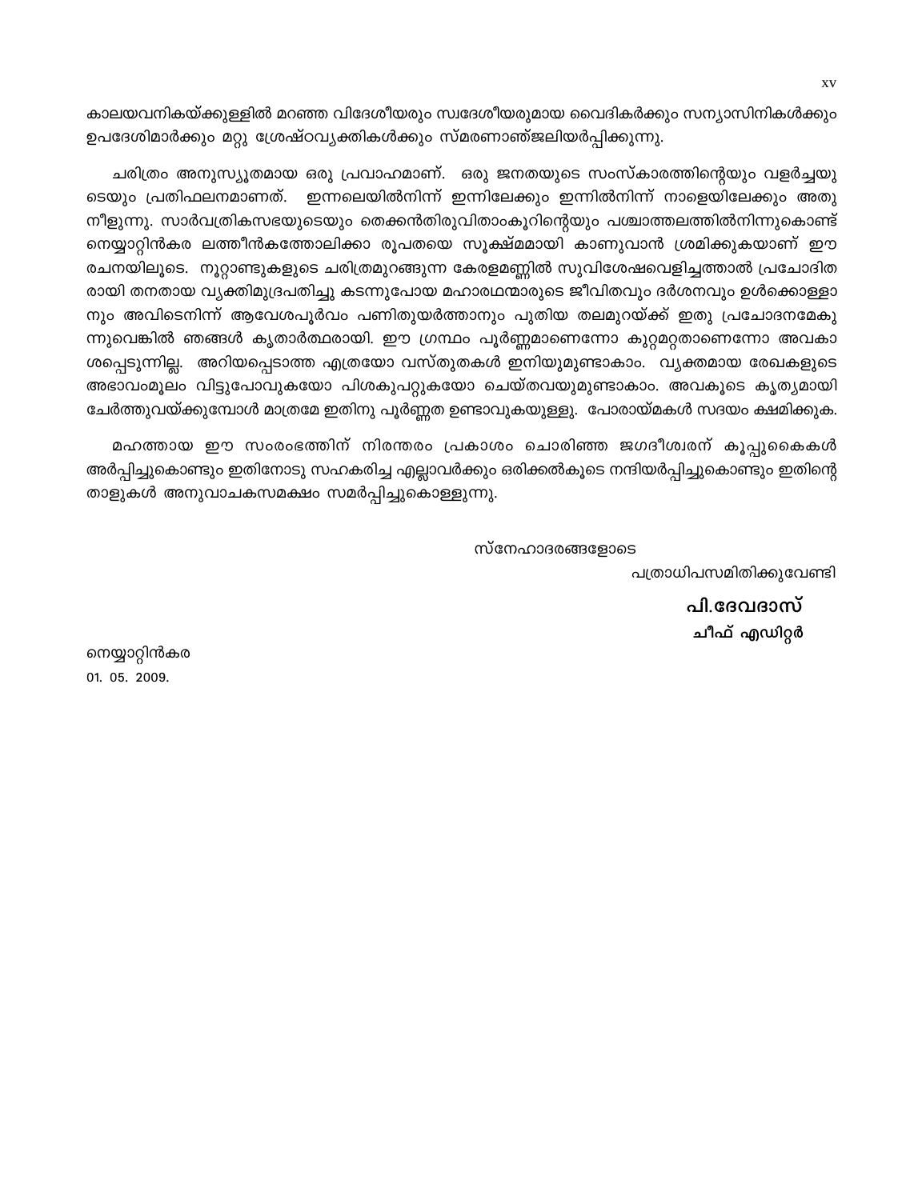കാലയവനികയ്ക്കുള്ളിൽ മറഞ്ഞ വിദേശീയരും സ്വദേശീയരുമായ വൈദികർക്കും സന്യാസിനികൾക്കും ഉപദേശിമാർക്കും മറ്റു ശ്രേഷ്ഠവ്യക്തികൾക്കും സ്മരണാഞ്ജലിയർപ്പിക്കുന്നു.

ചരിത്രം അനുസ്യൂതമായ ഒരു പ്രവാഹമാണ്. ഒരു ജനതയുടെ സംസ്കാരത്തിന്റെയും വളർച്ചയുടെയും പ്രതിഫലനമാണത്. ഇന്നലെയിൽനിന്ന് ഇന്നിലേക്കും ഇന്നിൽനിന്ന് നാളെയിലേക്കും അതു നീളുന്നു. സാർവത്രികസഭയുടെയും തെക്കൻതിരുവിതാംകൂറിന്റെയും പശ്ചാത്തലത്തിൽനിന്നുകൊണ്ട് നെയ്യാറ്റിൻകര ലത്തീൻകത്തോലിക്കാ രൂപതയെ സൂക്ഷ്മമായി കാണുവാൻ ശ്രമിക്കുകയാണ് ഈ രചനയിലൂടെ. നൂറ്റാണ്ടുകളുടെ ചരിത്രമുറങ്ങുന്ന കേരളമണ്ണിൽ സുവിശേഷവെളിച്ചത്താൽ പ്രചോദിതരായി തനതായ വ്യക്തിമുദ്രപതിച്ചു കടന്നുപോയ മഹാരഥന്മാരുടെ ജീവിതവും ദർശനവും ഉൾക്കൊള്ളാനും അവിടെനിന്ന് ആവേശപൂർവം പണിതുയർത്താനും പുതിയ തലമുറയ്ക്ക് ഇതു പ്രചോദനമേകുന്നുവെങ്കിൽ ഞങ്ങൾ കൃതാർത്ഥരായി. ഈ ഗ്രന്ഥം പൂർണ്ണമാണെന്നോ കുറ്റമറ്റതാണെന്നോ അവകാശപ്പെടുന്നില്ല. അറിയപ്പെടാത്ത എത്രയോ വസ്തുതകൾ ഇനിയുമുണ്ടാകാം. വ്യക്തമായ രേഖകളുടെ അഭാവംമൂലം വിട്ടുപോവുകയോ പിശകുപറ്റുകയോ ചെയ്തവയുമുണ്ടാകാം. അവകൂടെ കൃത്യമായി ചേർത്തുവയ്ക്കുമ്പോൾ മാത്രമേ ഇതിനു പൂർണ്ണത ഉണ്ടാവുകയുള്ളൂ. പോരായ്മകൾ സദയം ക്ഷമിക്കുക.

മഹത്തായ ഈ സംരംഭത്തിന് നിരന്തരം പ്രകാശം ചൊരിഞ്ഞ ജഗദീശ്വരന് കൂപ്പുകൈകൾ അർപ്പിച്ചുകൊണ്ടും ഇതിനോടു സഹകരിച്ച എല്ലാവർക്കും ഒരിക്കൽകൂടെ നന്ദിയർപ്പിച്ചുകൊണ്ടും ഇതിന്റെ താളുകൾ അനുവാചകസമക്ഷം സമർപ്പിച്ചുകൊള്ളുന്നു.

സ്നേഹാദരങ്ങളോടെ

പത്രാധിപസമിതിക്കുവേണ്ടി

**പി.ദേവദാസ്**

**ചീഫ് എഡിറ്റർ**

നെയ്യാറ്റിൻകര

01. 05. 2009.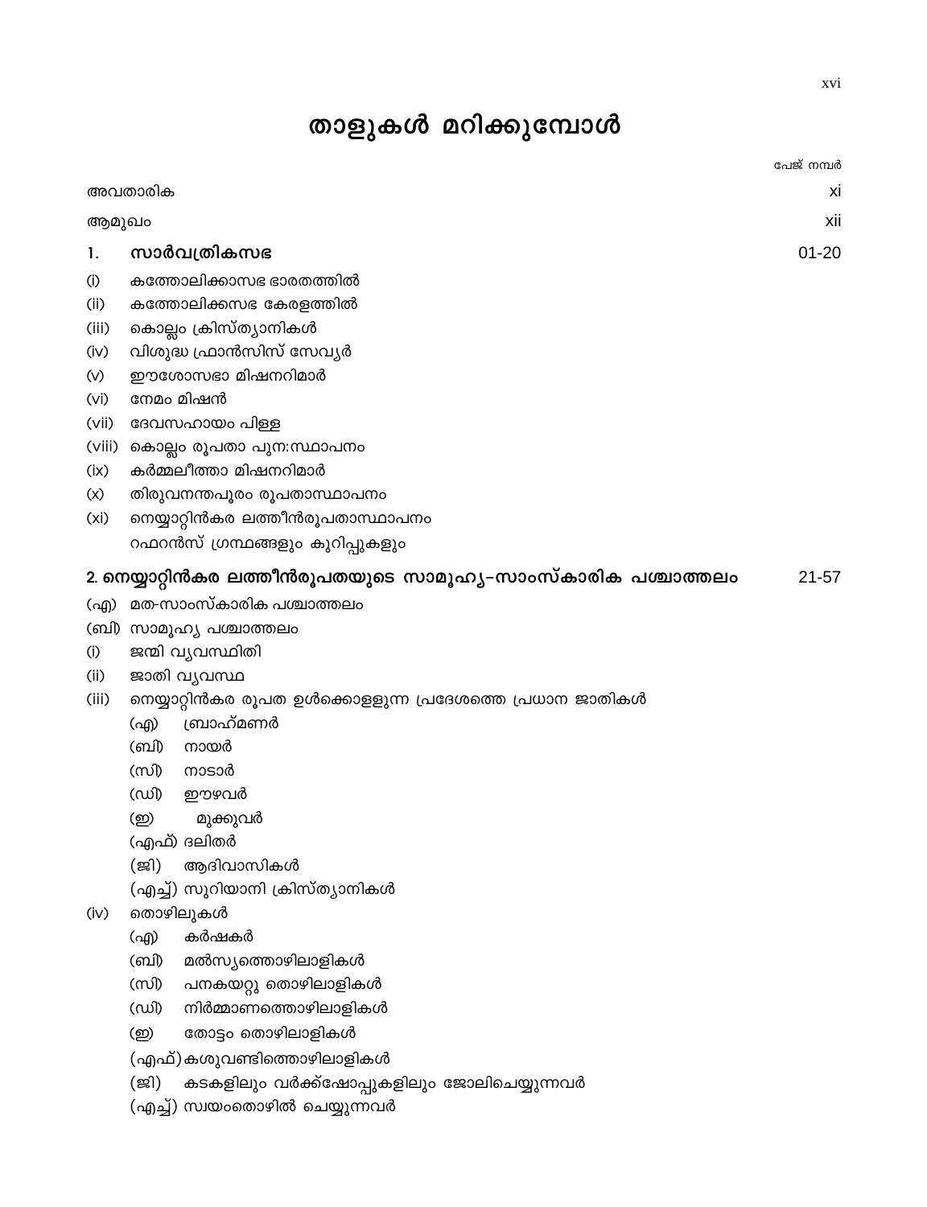# താളുകൾ മറിക്കുമ്പോൾ

| | | പേജ് നമ്പർ |
|---|---|---|
| അവതാരിക | | xi |
| ആമുഖം | | xii |
| **1.** | **സാർവത്രികസഭ** | 01-20 |
| (i) | കത്തോലിക്കാസഭ ഭാരതത്തിൽ | |
| (ii) | കത്തോലിക്കസഭ കേരളത്തിൽ | |
| (iii) | കൊല്ലം ക്രിസ്ത്യാനികൾ | |
| (iv) | വിശുദ്ധ ഫ്രാൻസിസ് സേവ്യർ | |
| (v) | ഈശോസഭാ മിഷനറിമാർ | |
| (vi) | നേമം മിഷൻ | |
| (vii) | ദേവസഹായം പിള്ള | |
| (viii) | കൊല്ലം രൂപതാ പുനഃസ്ഥാപനം | |
| (ix) | കർമ്മലീത്താ മിഷനറിമാർ | |
| (x) | തിരുവനന്തപുരം രൂപതാസ്ഥാപനം | |
| (xi) | നെയ്യാറ്റിൻകര ലത്തീൻരൂപതാസ്ഥാപനം | |
| | റഫറൻസ് ഗ്രന്ഥങ്ങളും കുറിപ്പുകളും | |
| **2.** | **നെയ്യാറ്റിൻകര ലത്തീൻരൂപതയുടെ സാമൂഹ്യ-സാംസ്കാരിക പശ്ചാത്തലം** | 21-57 |
| (എ) | മത-സാംസ്കാരിക പശ്ചാത്തലം | |
| (ബി) | സാമൂഹ്യ പശ്ചാത്തലം | |
| (i) | ജന്മി വ്യവസ്ഥിതി | |
| (ii) | ജാതി വ്യവസ്ഥ | |
| (iii) | നെയ്യാറ്റിൻകര രൂപത ഉൾക്കൊള്ളുന്ന പ്രദേശത്തെ പ്രധാന ജാതികൾ | |
| | (എ) ബ്രാഹ്മണർ | |
| | (ബി) നായർ | |
| | (സി) നാടാർ | |
| | (ഡി) ഈഴവർ | |
| | (ഇ) മുക്കുവർ | |
| | (എഫ്) ദലിതർ | |
| | (ജി) ആദിവാസികൾ | |
| | (എച്ച്) സുറിയാനി ക്രിസ്ത്യാനികൾ | |
| (iv) | തൊഴിലുകൾ | |
| | (എ) കർഷകർ | |
| | (ബി) മൽസ്യത്തൊഴിലാളികൾ | |
| | (സി) പനകയറ്റു തൊഴിലാളികൾ | |
| | (ഡി) നിർമ്മാണത്തൊഴിലാളികൾ | |
| | (ഇ) തോട്ടം തൊഴിലാളികൾ | |
| | (എഫ്) കശുവണ്ടിത്തൊഴിലാളികൾ | |
| | (ജി) കടകളിലും വർക്ക്ഷോപ്പുകളിലും ജോലിചെയ്യുന്നവർ | |
| | (എച്ച്) സ്വയംതൊഴിൽ ചെയ്യുന്നവർ | |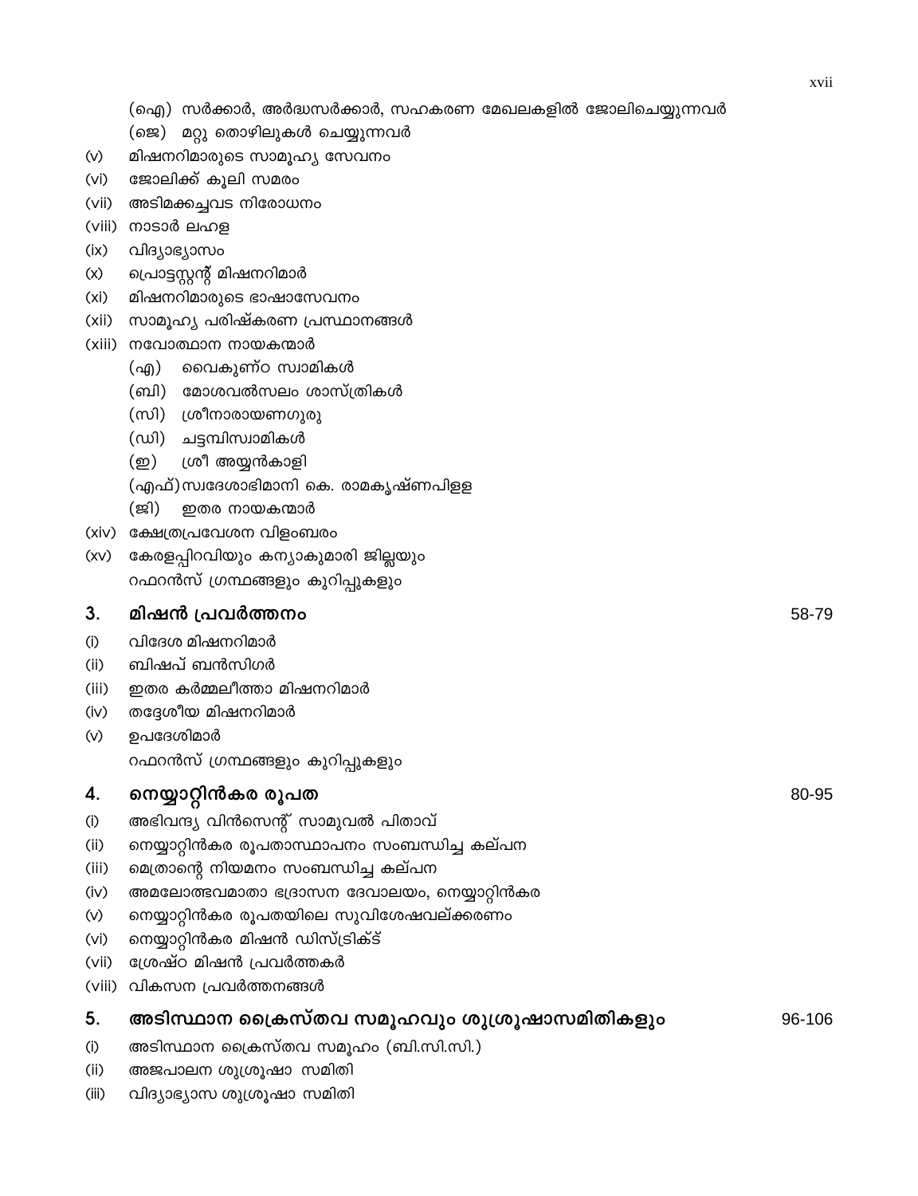(ഐ) സർക്കാർ, അർദ്ധസർക്കാർ, സഹകരണ മേഖലകളിൽ ജോലിചെയ്യുന്നവർ

(ജെ) മറ്റു തൊഴിലുകൾ ചെയ്യുന്നവർ

(v) മിഷനറിമാരുടെ സാമൂഹ്യ സേവനം

(vi) ജോലിക്ക് കൂലി സമരം

(vii) അടിമക്കച്ചവട നിരോധനം

(viii) നാടാർ ലഹള

(ix) വിദ്യാഭ്യാസം

(x) പ്രൊട്ടസ്റ്റന്റ് മിഷനറിമാർ

(xi) മിഷനറിമാരുടെ ഭാഷാസേവനം

(xii) സാമൂഹ്യ പരിഷ്കരണ പ്രസ്ഥാനങ്ങൾ

(xiii) നവോത്ഥാന നായകന്മാർ

(എ) വൈകുണ്ഠ സ്വാമികൾ

(ബി) മോശവൽസലം ശാസ്ത്രികൾ

(സി) ശ്രീനാരായണഗുരു

(ഡി) ചട്ടമ്പിസ്വാമികൾ

(ഇ) ശ്രീ അയ്യൻകാളി

(എഫ്) സ്വദേശാഭിമാനി കെ. രാമകൃഷ്ണപിള്ള

(ജി) ഇതര നായകന്മാർ

(xiv) ക്ഷേത്രപ്രവേശന വിളംബരം

(xv) കേരളപ്പിറവിയും കന്യാകുമാരി ജില്ലയും

റഫറൻസ് ഗ്രന്ഥങ്ങളും കുറിപ്പുകളും

## 3. മിഷൻ പ്രവർത്തനം — 58-79

(i) വിദേശ മിഷനറിമാർ

(ii) ബിഷപ് ബൻസിഗർ

(iii) ഇതര കർമ്മലീത്താ മിഷനറിമാർ

(iv) തദ്ദേശീയ മിഷനറിമാർ

(v) ഉപദേശിമാർ

റഫറൻസ് ഗ്രന്ഥങ്ങളും കുറിപ്പുകളും

## 4. നെയ്യാറ്റിൻകര രൂപത — 80-95

(i) അഭിവന്ദ്യ വിൻസെന്റ് സാമുവൽ പിതാവ്

(ii) നെയ്യാറ്റിൻകര രൂപതാസ്ഥാപനം സംബന്ധിച്ച കല്പന

(iii) മെത്രാന്റെ നിയമനം സംബന്ധിച്ച കല്പന

(iv) അമലോത്ഭവമാതാ ഭദ്രാസന ദേവാലയം, നെയ്യാറ്റിൻകര

(v) നെയ്യാറ്റിൻകര രൂപതയിലെ സുവിശേഷവല്ക്കരണം

(vi) നെയ്യാറ്റിൻകര മിഷൻ ഡിസ്ട്രിക്ട്

(vii) ശ്രേഷ്ഠ മിഷൻ പ്രവർത്തകർ

(viii) വികസന പ്രവർത്തനങ്ങൾ

## 5. അടിസ്ഥാന ക്രൈസ്തവ സമൂഹവും ശുശ്രൂഷാസമിതികളും — 96-106

(i) അടിസ്ഥാന ക്രൈസ്തവ സമൂഹം (ബി.സി.സി.)

(ii) അജപാലന ശുശ്രൂഷാ സമിതി

(iii) വിദ്യാഭ്യാസ ശുശ്രൂഷാ സമിതി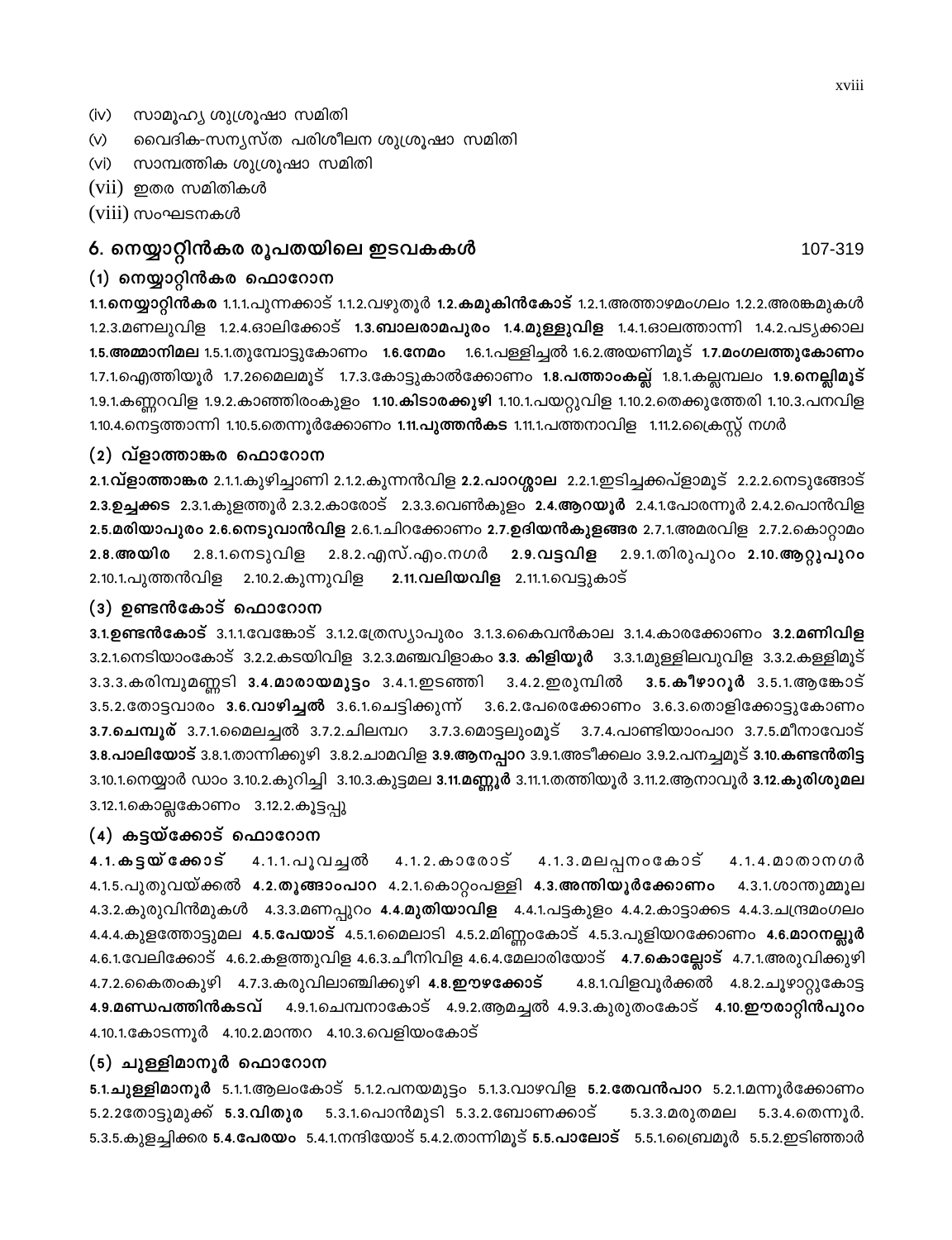(iv) സാമൂഹ്യ ശുശ്രൂഷാ സമിതി
(v) വൈദിക-സന്യസ്ത പരിശീലന ശുശ്രൂഷാ സമിതി
(vi) സാമ്പത്തിക ശുശ്രൂഷാ സമിതി
(vii) ഇതര സമിതികൾ
(viii) സംഘടനകൾ

## 6. നെയ്യാറ്റിൻകര രൂപതയിലെ ഇടവകകൾ 107-319

### (1) നെയ്യാറ്റിൻകര ഫൊറോന

**1.1.നെയ്യാറ്റിൻകര** 1.1.1.പുന്നക്കാട് 1.1.2.വഴുതൂർ **1.2.കമുകിൻകോട്** 1.2.1.അത്താഴമംഗലം 1.2.2.അരങ്കമുകൾ 1.2.3.മണലുവിള 1.2.4.ഓലിക്കോട് **1.3.ബാലരാമപുരം** **1.4.മുള്ളുവിള** 1.4.1.ഓലത്താന്നി 1.4.2.പട്യക്കാല **1.5.അമ്മാനിമല** 1.5.1.തുമ്പോട്ടുകോണം **1.6.നേമം** 1.6.1.പള്ളിച്ചൽ 1.6.2.അയണിമൂട് **1.7.മംഗലത്തുകോണം** 1.7.1.ഐത്തിയൂർ 1.7.2മൈലമൂട് 1.7.3.കോട്ടുകാൽക്കോണം **1.8.പത്താംകല്ല്** 1.8.1.കല്ലമ്പലം **1.9.നെല്ലിമൂട്** 1.9.1.കണ്ണറവിള 1.9.2.കാഞ്ഞിരംകുളം **1.10.കിടാരക്കുഴി** 1.10.1.പയറ്റുവിള 1.10.2.തെക്കുത്തേരി 1.10.3.പനവിള 1.10.4.നെട്ടത്താന്നി 1.10.5.തെന്നൂർക്കോണം **1.11.പുത്തൻകട** 1.11.1.പത്തനാവിള 1.11.2.ക്രൈസ്റ്റ് നഗർ

### (2) വ്ളാത്താങ്കര ഫൊറോന

**2.1.വ്ളാത്താങ്കര** 2.1.1.കുഴിച്ചാണി 2.1.2.കുന്നൻവിള **2.2.പാറശ്ശാല** 2.2.1.ഇടിച്ചക്കപ്ളാമൂട് 2.2.2.നെടുങ്ങോട് **2.3.ഉച്ചക്കട** 2.3.1.കുളത്തൂർ 2.3.2.കാരോട് 2.3.3.വെൺകുളം **2.4.ആറയൂർ** 2.4.1.പോരന്നൂർ 2.4.2.പൊൻവിള **2.5.മരിയാപുരം** **2.6.നെടുവാൻവിള** 2.6.1.ചിറക്കോണം **2.7.ഉദിയൻകുളങ്ങര** 2.7.1.അമരവിള 2.7.2.കൊറ്റാമം **2.8.അയിര** 2.8.1.നെടുവിള 2.8.2.എസ്.എം.നഗർ **2.9.വട്ടവിള** 2.9.1.തിരുപുറം **2.10.ആറ്റുപുറം** 2.10.1.പുത്തൻവിള 2.10.2.കുന്നുവിള **2.11.വലിയവിള** 2.11.1.വെട്ടുകാട്

### (3) ഉണ്ടൻകോട് ഫൊറോന

**3.1.ഉണ്ടൻകോട്** 3.1.1.വേങ്കോട് 3.1.2.ത്രേസ്യാപുരം 3.1.3.കൈവൻകാല 3.1.4.കാരക്കോണം **3.2.മണിവിള** 3.2.1.നെടിയാംകോട് 3.2.2.കടയിവിള 3.2.3.മഞ്ചവിളാകം **3.3. കിളിയൂർ** 3.3.1.മുള്ളിലവുവിള 3.3.2.കള്ളിമൂട് 3.3.3.കരിമ്പുമണ്ണടി **3.4.മാരായമുട്ടം** 3.4.1.ഇടഞ്ഞി 3.4.2.ഇരുമ്പിൽ **3.5.കീഴാറൂർ** 3.5.1.ആങ്കോട് 3.5.2.തോട്ടവാരം **3.6.വാഴിച്ചൽ** 3.6.1.ചെട്ടിക്കുന്ന് 3.6.2.പേരെക്കോണം 3.6.3.തൊളിക്കോട്ടുകോണം **3.7.ചെമ്പൂര്** 3.7.1.മൈലച്ചൽ 3.7.2.ചിലമ്പറ 3.7.3.മൊട്ടലുംമൂട് 3.7.4.പാണ്ടിയാംപാറ 3.7.5.മീനാവോട് **3.8.പാലിയോട്** 3.8.1.താന്നിക്കുഴി 3.8.2.ചാമവിള **3.9.ആനപ്പാറ** 3.9.1.അടീക്കലം 3.9.2.പനച്ചമൂട് **3.10.കണ്ടൻതിട്ട** 3.10.1.നെയ്യാർ ഡാം 3.10.2.കുറിച്ചി 3.10.3.കുട്ടമല **3.11.മണ്ണൂർ** 3.11.1.തത്തിയൂർ 3.11.2.ആനാവൂർ **3.12.കുരിശുമല** 3.12.1.കൊല്ലകോണം 3.12.2.കൂട്ടപ്പു

### (4) കട്ടയ്ക്കോട് ഫൊറോന

**4.1.കട്ടയ്ക്കോട്** 4.1.1.പൂവച്ചൽ 4.1.2.കാരോട് 4.1.3.മലപ്പനംകോട് 4.1.4.മാതാനഗർ 4.1.5.പുതുവയ്ക്കൽ **4.2.തൂങ്ങാംപാറ** 4.2.1.കൊറ്റംപള്ളി **4.3.അന്തിയൂർക്കോണം** 4.3.1.ശാന്തുമ്മൂല 4.3.2.കുരുവിൻമുകൾ 4.3.3.മണപ്പുറം **4.4.മുതിയാവിള** 4.4.1.പട്ടകുളം 4.4.2.കാട്ടാക്കട 4.4.3.ചന്ദ്രമംഗലം 4.4.4.കുളത്തോട്ടുമല **4.5.പേയാട്** 4.5.1.മൈലാടി 4.5.2.മിണ്ണംകോട് 4.5.3.പുളിയറക്കോണം **4.6.മാറനല്ലൂർ** 4.6.1.വേലിക്കോട് 4.6.2.കളത്തുവിള 4.6.3.ചീനിവിള 4.6.4.മേലാരിയോട് **4.7.കൊല്ലോട്** 4.7.1.അരുവിക്കുഴി 4.7.2.കൈതംകുഴി 4.7.3.കരുവിലാഞ്ചിക്കുഴി **4.8.ഈഴക്കോട്** 4.8.1.വിളവൂർക്കൽ 4.8.2.ചൂഴാറ്റുകോട്ട **4.9.മണ്ഡപത്തിൻകടവ്** 4.9.1.ചെമ്പനാകോട് 4.9.2.ആമച്ചൽ 4.9.3.കുരുതംകോട് **4.10.ഈരാറ്റിൻപുറം** 4.10.1.കോടന്നൂർ 4.10.2.മാന്തറ 4.10.3.വെളിയംകോട്

### (5) ചുള്ളിമാനൂർ ഫൊറോന

**5.1.ചുള്ളിമാനൂർ** 5.1.1.ആലംകോട് 5.1.2.പനയമുട്ടം 5.1.3.വാഴവിള **5.2.തേവൻപാറ** 5.2.1.മന്നൂർക്കോണം 5.2.2തോട്ടുമുക്ക് **5.3.വിതുര** 5.3.1.പൊൻമുടി 5.3.2.ബോണക്കാട് 5.3.3.മരുതമല 5.3.4.തെന്നൂർ. 5.3.5.കുളച്ചിക്കര **5.4.പേരയം** 5.4.1.നന്ദിയോട് 5.4.2.താന്നിമൂട് **5.5.പാലോട്** 5.5.1.ബ്രൈമൂർ 5.5.2.ഇടിഞ്ഞാർ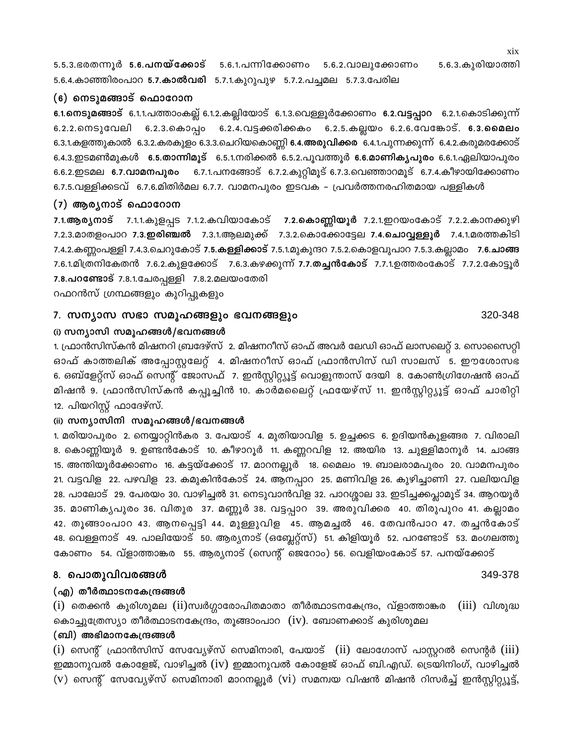5.5.3.ഭരതന്നൂർ **5.6.പനയ്ക്കോട്** 5.6.1.പന്നിക്കോണം 5.6.2.വാലുക്കോണം 5.6.3.കുരിയാത്തി 5.6.4.കാഞ്ഞിരംപാറ **5.7.കാൽവരി** 5.7.1.കുറുപുഴ 5.7.2.പച്ചമല 5.7.3.പേരില

### (6) നെടുമങ്ങാട് ഫൊറോന

**6.1.നെടുമങ്ങാട്** 6.1.1.പത്താംകല്ല് 6.1.2.കല്ലിയോട് 6.1.3.വെള്ളൂർക്കോണം **6.2.വട്ടപ്പാറ** 6.2.1.കൊടിക്കുന്ന് 6.2.2.നെടുവേലി 6.2.3.കൊപ്പം 6.2.4.വട്ടക്കരിക്കകം 6.2.5.കല്ലയം 6.2.6.വേങ്കോട്. **6.3.മൈലം** 6.3.1.കളത്തുകാൽ 6.3.2.കരകുളം 6.3.3.ചെറിയകൊണ്ണി **6.4.അരുവിക്കര** 6.4.1.പുന്നക്കുന്ന് 6.4.2.കരുമരക്കോട് 6.4.3.ഇടമൺമുകൾ **6.5.താന്നിമൂട്** 6.5.1.നരിക്കൽ 6.5.2.പൂവത്തൂർ **6.6.മാണികൃപുരം** 6.6.1.ഏലിയാപുരം 6.6.2.ഇടമല **6.7.വാമനപുരം** 6.7.1.പനങ്ങോട് 6.7.2.കുറ്റിമൂട് 6.7.3.വെഞ്ഞാറമൂട് 6.7.4.കീഴായിക്കോണം 6.7.5.വള്ളിക്കടവ് 6.7.6.മിതിർമല 6.7.7. വാമനപുരം ഇടവക – പ്രവർത്തനരഹിതമായ പള്ളികൾ

### (7) ആര്യനാട് ഫൊറോന

**7.1.ആര്യനാട്** 7.1.1.കുളപ്പട 7.1.2.കവിയാകോട് **7.2.കൊണ്ണിയൂർ** 7.2.1.ഇറയംകോട് 7.2.2.കാനക്കുഴി 7.2.3.മാതളംപാറ **7.3.ഇരിഞ്ചൽ** 7.3.1.ആലമുക്ക് 7.3.2.കൊക്കോട്ടേല **7.4.ചൊവ്വള്ളൂർ** 7.4.1.മരത്തകിടി 7.4.2.കണ്ണംപള്ളി 7.4.3.ചെറുകോട് **7.5.കള്ളിക്കാട്** 7.5.1.മുകുന്ദറ 7.5.2.കൊളവുപാറ 7.5.3.കല്ലാമം **7.6.ചാങ്ങ** 7.6.1.മിത്രനികേതൻ 7.6.2.കുളക്കോട് 7.6.3.കഴക്കുന്ന് **7.7.തച്ചൻകോട്** 7.7.1.ഉത്തരംകോട് 7.7.2.കോട്ടൂർ **7.8.പറണ്ടോട്** 7.8.1.ചേരപ്പള്ളി 7.8.2.മലയംതേരി

റഫറൻസ് ഗ്രന്ഥങ്ങളും കുറിപ്പുകളും

## 7. സന്യാസ സഭാ സമൂഹങ്ങളും ഭവനങ്ങളും 320-348

### (i) സന്യാസി സമൂഹങ്ങൾ/ഭവനങ്ങൾ

1. ഫ്രാൻസിസ്കൻ മിഷനറി ബ്രദേഴ്സ് 2. മിഷനറീസ് ഓഫ് അവർ ലേഡി ഓഫ് ലാസലെറ്റ് 3. സൊസൈറ്റി ഓഫ് കാത്തലിക് അപ്പോസ്റ്റലേറ്റ് 4. മിഷനറീസ് ഓഫ് ഫ്രാൻസിസ് ഡി സാലസ് 5. ഈശോസഭ 6. ഒബ്ളേറ്റ്സ് ഓഫ് സെന്റ് ജോസഫ് 7. ഇൻസ്റ്റിറ്റ്യൂട്ട് വൊളുന്താസ് ദേയി 8. കോൺഗ്രിഗേഷൻ ഓഫ് മിഷൻ 9. ഫ്രാൻസിസ്കൻ കപ്പൂച്ചിൻ 10. കാർമലൈറ്റ് ഫ്രേയേഴ്സ് 11. ഇൻസ്റ്റിറ്റ്യൂട്ട് ഓഫ് ചാരിറ്റി 12. പിയറിസ്റ്റ് ഫാദേഴ്സ്.

### (ii) സന്യാസിനി സമൂഹങ്ങൾ/ഭവനങ്ങൾ

1. മരിയാപുരം 2. നെയ്യാറ്റിൻകര 3. പേയാട് 4. മുതിയാവിള 5. ഉച്ചക്കട 6. ഉദിയൻകുളങ്ങര 7. വിരാലി 8. കൊണ്ണിയൂർ 9. ഉണ്ടൻകോട് 10. കീഴാറൂർ 11. കണ്ണറവിള 12. അയിര 13. ചുള്ളിമാനൂർ 14. ചാങ്ങ 15. അന്തിയൂർക്കോണം 16. കട്ടയ്ക്കോട് 17. മാറനല്ലൂർ 18. മൈലം 19. ബാലരാമപുരം 20. വാമനപുരം 21. വട്ടവിള 22. പഴവിള 23. കമുകിൻകോട് 24. ആനപ്പാറ 25. മണിവിള 26. കുഴിച്ചാണി 27. വലിയവിള 28. പാലോട് 29. പേരയം 30. വാഴിച്ചൽ 31. നെടുവാൻവിള 32. പാറശ്ശാല 33. ഇടിച്ചക്കപ്ലാമൂട് 34. ആറയൂർ 35. മാണികൃപുരം 36. വിതുര 37. മണ്ണൂർ 38. വട്ടപ്പാറ 39. അരുവിക്കര 40. തിരുപുറം 41. കല്ലാമം 42. തൂങ്ങാംപാറ 43. ആനപ്പെട്ടി 44. മുള്ളുവിള 45. ആമച്ചൽ 46. തേവൻപാറ 47. തച്ചൻകോട് 48. വെള്ളനാട് 49. പാലിയോട് 50. ആര്യനാട് (ഒബ്ലേറ്റ്സ്) 51. കിളിയൂർ 52. പറണ്ടോട് 53. മംഗലത്തുകോണം 54. വ്ളാത്താങ്കര 55. ആര്യനാട് (സെന്റ് ജെറോം) 56. വെളിയംകോട് 57. പനയ്ക്കോട്

## 8. പൊതുവിവരങ്ങൾ 349-378

### (എ) തീർത്ഥാടനകേന്ദ്രങ്ങൾ

(i) തെക്കൻ കുരിശുമല (ii)സ്വർഗ്ഗാരോപിതമാതാ തീർത്ഥാടനകേന്ദ്രം, വ്ളാത്താങ്കര (iii) വിശുദ്ധ കൊച്ചുത്രേസ്യാ തീർത്ഥാടനകേന്ദ്രം, തൂങ്ങാംപാറ (iv). ബോണക്കാട് കുരിശുമല

### (ബി) അഭിമാനകേന്ദ്രങ്ങൾ

(i) സെന്റ് ഫ്രാൻസിസ് സേവ്യേഴ്സ് സെമിനാരി, പേയാട് (ii) ലോഗോസ് പാസ്റ്ററൽ സെന്റർ (iii) ഇമ്മാനുവൽ കോളേജ്, വാഴിച്ചൽ (iv) ഇമ്മാനുവൽ കോളേജ് ഓഫ് ബി.എഡ്. ട്രെയിനിംഗ്, വാഴിച്ചൽ (v) സെന്റ് സേവ്യേഴ്സ് സെമിനാരി മാറനല്ലൂർ (vi) സമന്വയ വിഷൻ മിഷൻ റിസർച്ച് ഇൻസ്റ്റിറ്റ്യൂട്ട്,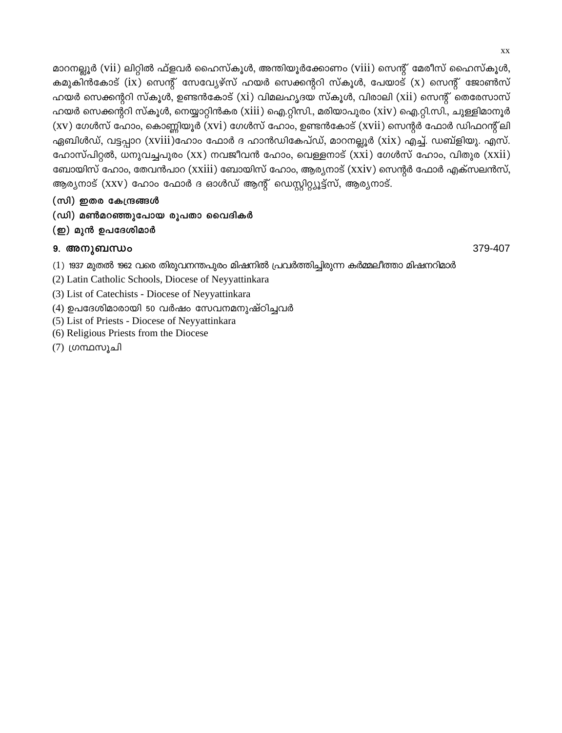മാറനല്ലൂർ (vii) ലിറ്റിൽ ഫ്ളവർ ഹൈസ്കൂൾ, അന്തിയൂർക്കോണം (viii) സെന്റ് മേരീസ് ഹൈസ്കൂൾ, കമുകിൻകോട് (ix) സെന്റ് സേവ്യേഴ്സ് ഹയർ സെക്കന്ററി സ്കൂൾ, പേയാട് (x) സെന്റ് ജോൺസ് ഹയർ സെക്കന്ററി സ്കൂൾ, ഉണ്ടൻകോട് (xi) വിമലഹൃദയ സ്കൂൾ, വിരാലി (xii) സെന്റ് തെരേസാസ് ഹയർ സെക്കന്ററി സ്കൂൾ, നെയ്യാറ്റിൻകര (xiii) ഐ.റ്റിസി., മരിയാപുരം (xiv) ഐ.റ്റി.സി., ചുള്ളിമാനൂർ (xv) ഗേൾസ് ഹോം, കൊണ്ണിയൂർ (xvi) ഗേൾസ് ഹോം, ഉണ്ടൻകോട് (xvii) സെന്റർ ഫോർ ഡിഫറന്റ്‌ലി ഏബിൾഡ്, വട്ടപ്പാറ (xviii)ഹോം ഫോർ ദ ഹാൻഡികേപ്ഡ്, മാറനല്ലൂർ (xix) എച്ച്. ഡബ്ളിയു. എസ്. ഹോസ്പിറ്റൽ, ധനുവച്ചപുരം (xx) നവജീവൻ ഹോം, വെള്ളനാട് (xxi) ഗേൾസ് ഹോം, വിതുര (xxii) ബോയിസ് ഹോം, തേവൻപാറ (xxiii) ബോയിസ് ഹോം, ആര്യനാട് (xxiv) സെന്റർ ഫോർ എക്സലൻസ്, ആര്യനാട് (xxv) ഹോം ഫോർ ദ ഓൾഡ് ആന്റ് ഡെസ്റ്റിറ്റ്യൂട്ട്സ്, ആര്യനാട്.

**(സി) ഇതര കേന്ദ്രങ്ങൾ**

**(ഡി) മൺമറഞ്ഞുപോയ രൂപതാ വൈദികർ**

**(ഇ) മുൻ ഉപദേശിമാർ**

**9. അനുബന്ധം** 379-407

(1) 1937 മുതൽ 1962 വരെ തിരുവനന്തപുരം മിഷനിൽ പ്രവർത്തിച്ചിരുന്ന കർമ്മലീത്താ മിഷനറിമാർ

(2) Latin Catholic Schools, Diocese of Neyyattinkara

(3) List of Catechists - Diocese of Neyyattinkara

(4) ഉപദേശിമാരായി 50 വർഷം സേവനമനുഷ്ഠിച്ചവർ

(5) List of Priests - Diocese of Neyyattinkara

(6) Religious Priests from the Diocese

(7) ഗ്രന്ഥസൂചി